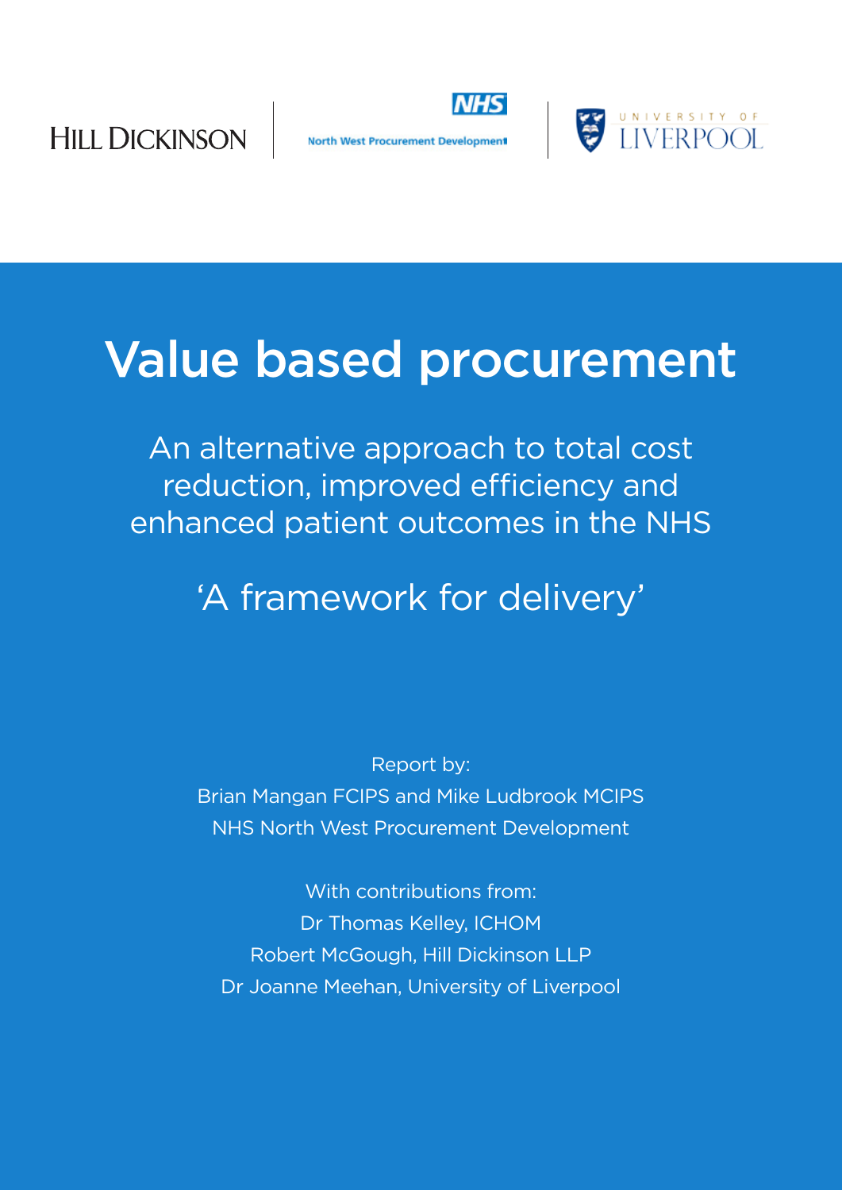HILL DICKINSON

NHS
North West Procurement Development

UNIVERSITY OF LIVERPOOL

# Value based procurement

## An alternative approach to total cost reduction, improved efficiency and enhanced patient outcomes in the NHS

## 'A framework for delivery'

Report by:
Brian Mangan FCIPS and Mike Ludbrook MCIPS
NHS North West Procurement Development

With contributions from:
Dr Thomas Kelley, ICHOM
Robert McGough, Hill Dickinson LLP
Dr Joanne Meehan, University of Liverpool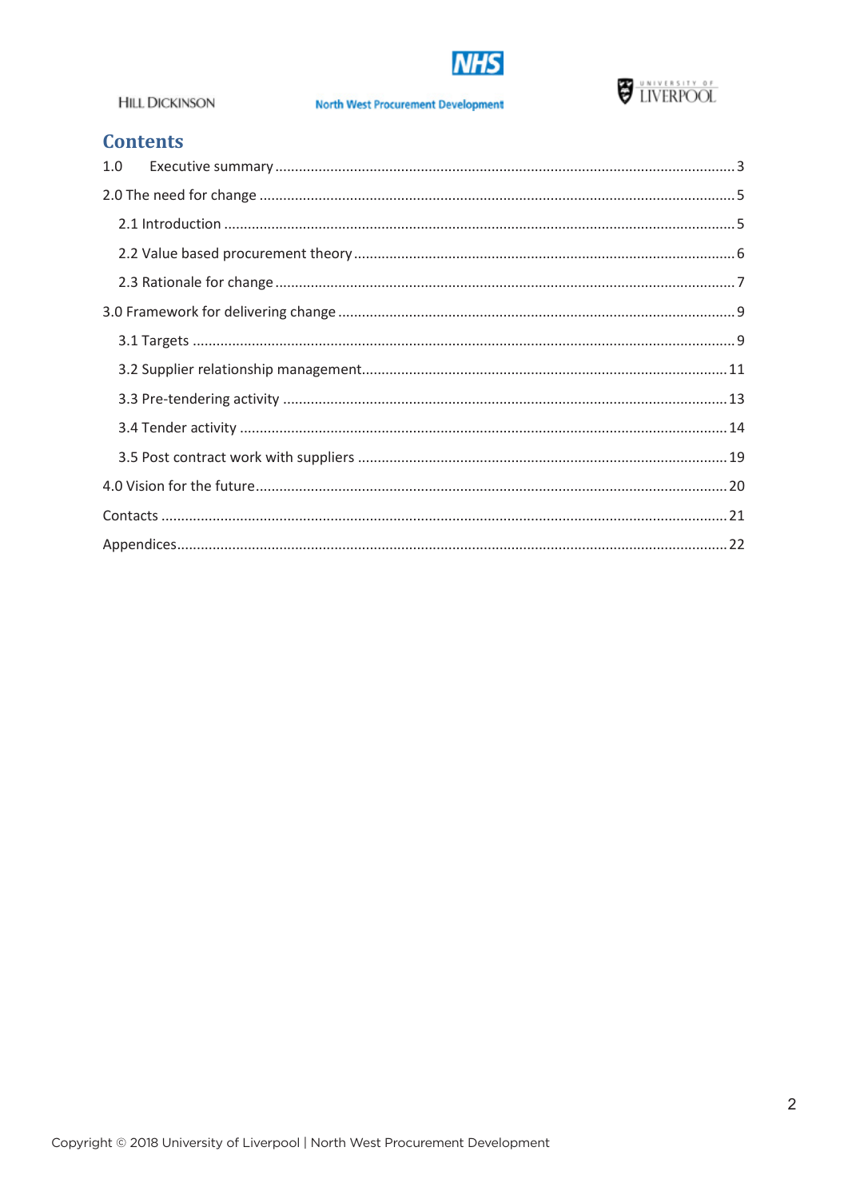## Contents

1.0 Executive summary ..... 3

2.0 The need for change ..... 5

- 2.1 Introduction ..... 5
- 2.2 Value based procurement theory ..... 6
- 2.3 Rationale for change ..... 7

3.0 Framework for delivering change ..... 9

- 3.1 Targets ..... 9
- 3.2 Supplier relationship management ..... 11
- 3.3 Pre-tendering activity ..... 13
- 3.4 Tender activity ..... 14
- 3.5 Post contract work with suppliers ..... 19

4.0 Vision for the future ..... 20

Contacts ..... 21

Appendices ..... 22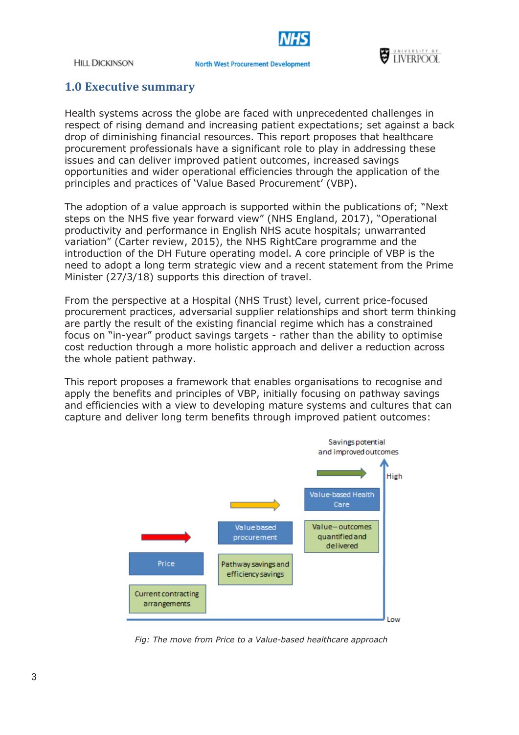## 1.0 Executive summary

Health systems across the globe are faced with unprecedented challenges in respect of rising demand and increasing patient expectations; set against a back drop of diminishing financial resources. This report proposes that healthcare procurement professionals have a significant role to play in addressing these issues and can deliver improved patient outcomes, increased savings opportunities and wider operational efficiencies through the application of the principles and practices of 'Value Based Procurement' (VBP).

The adoption of a value approach is supported within the publications of; "Next steps on the NHS five year forward view" (NHS England, 2017), "Operational productivity and performance in English NHS acute hospitals; unwarranted variation" (Carter review, 2015), the NHS RightCare programme and the introduction of the DH Future operating model. A core principle of VBP is the need to adopt a long term strategic view and a recent statement from the Prime Minister (27/3/18) supports this direction of travel.

From the perspective at a Hospital (NHS Trust) level, current price-focused procurement practices, adversarial supplier relationships and short term thinking are partly the result of the existing financial regime which has a constrained focus on "in-year" product savings targets - rather than the ability to optimise cost reduction through a more holistic approach and deliver a reduction across the whole patient pathway.

This report proposes a framework that enables organisations to recognise and apply the benefits and principles of VBP, initially focusing on pathway savings and efficiencies with a view to developing mature systems and cultures that can capture and deliver long term benefits through improved patient outcomes:

Savings potential and improved outcomes

High

Value-based Health Care — Value – outcomes quantified and delivered

Value based procurement — Pathway savings and efficiency savings

Price — Current contracting arrangements

Low

*Fig: The move from Price to a Value-based healthcare approach*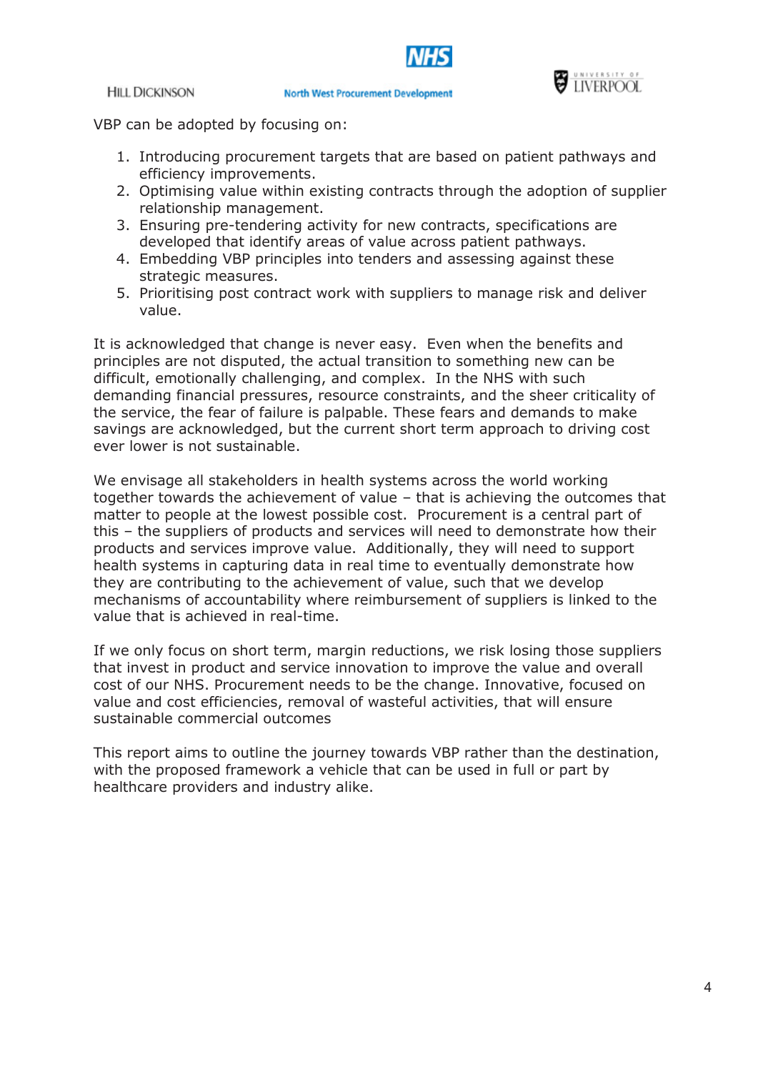VBP can be adopted by focusing on:

1. Introducing procurement targets that are based on patient pathways and efficiency improvements.
2. Optimising value within existing contracts through the adoption of supplier relationship management.
3. Ensuring pre-tendering activity for new contracts, specifications are developed that identify areas of value across patient pathways.
4. Embedding VBP principles into tenders and assessing against these strategic measures.
5. Prioritising post contract work with suppliers to manage risk and deliver value.

It is acknowledged that change is never easy. Even when the benefits and principles are not disputed, the actual transition to something new can be difficult, emotionally challenging, and complex. In the NHS with such demanding financial pressures, resource constraints, and the sheer criticality of the service, the fear of failure is palpable. These fears and demands to make savings are acknowledged, but the current short term approach to driving cost ever lower is not sustainable.

We envisage all stakeholders in health systems across the world working together towards the achievement of value – that is achieving the outcomes that matter to people at the lowest possible cost. Procurement is a central part of this – the suppliers of products and services will need to demonstrate how their products and services improve value. Additionally, they will need to support health systems in capturing data in real time to eventually demonstrate how they are contributing to the achievement of value, such that we develop mechanisms of accountability where reimbursement of suppliers is linked to the value that is achieved in real-time.

If we only focus on short term, margin reductions, we risk losing those suppliers that invest in product and service innovation to improve the value and overall cost of our NHS. Procurement needs to be the change. Innovative, focused on value and cost efficiencies, removal of wasteful activities, that will ensure sustainable commercial outcomes

This report aims to outline the journey towards VBP rather than the destination, with the proposed framework a vehicle that can be used in full or part by healthcare providers and industry alike.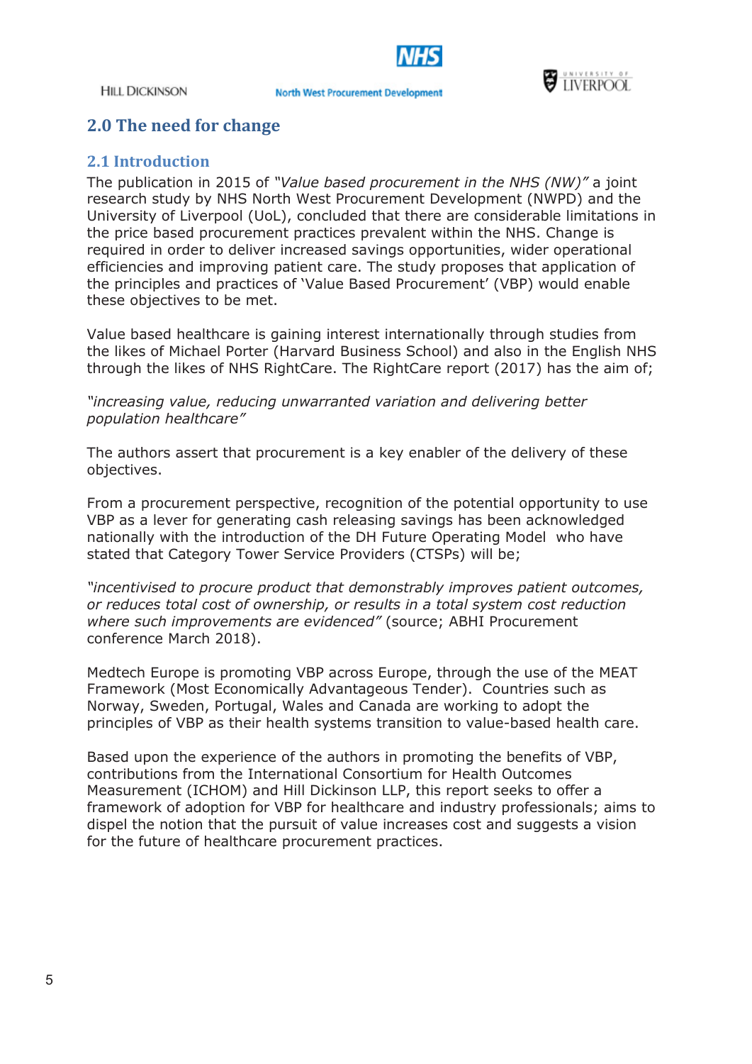## 2.0 The need for change

### 2.1 Introduction

The publication in 2015 of *"Value based procurement in the NHS (NW)"* a joint research study by NHS North West Procurement Development (NWPD) and the University of Liverpool (UoL), concluded that there are considerable limitations in the price based procurement practices prevalent within the NHS. Change is required in order to deliver increased savings opportunities, wider operational efficiencies and improving patient care. The study proposes that application of the principles and practices of 'Value Based Procurement' (VBP) would enable these objectives to be met.

Value based healthcare is gaining interest internationally through studies from the likes of Michael Porter (Harvard Business School) and also in the English NHS through the likes of NHS RightCare. The RightCare report (2017) has the aim of;

*"increasing value, reducing unwarranted variation and delivering better population healthcare"*

The authors assert that procurement is a key enabler of the delivery of these objectives.

From a procurement perspective, recognition of the potential opportunity to use VBP as a lever for generating cash releasing savings has been acknowledged nationally with the introduction of the DH Future Operating Model who have stated that Category Tower Service Providers (CTSPs) will be;

*"incentivised to procure product that demonstrably improves patient outcomes, or reduces total cost of ownership, or results in a total system cost reduction where such improvements are evidenced"* (source; ABHI Procurement conference March 2018).

Medtech Europe is promoting VBP across Europe, through the use of the MEAT Framework (Most Economically Advantageous Tender). Countries such as Norway, Sweden, Portugal, Wales and Canada are working to adopt the principles of VBP as their health systems transition to value-based health care.

Based upon the experience of the authors in promoting the benefits of VBP, contributions from the International Consortium for Health Outcomes Measurement (ICHOM) and Hill Dickinson LLP, this report seeks to offer a framework of adoption for VBP for healthcare and industry professionals; aims to dispel the notion that the pursuit of value increases cost and suggests a vision for the future of healthcare procurement practices.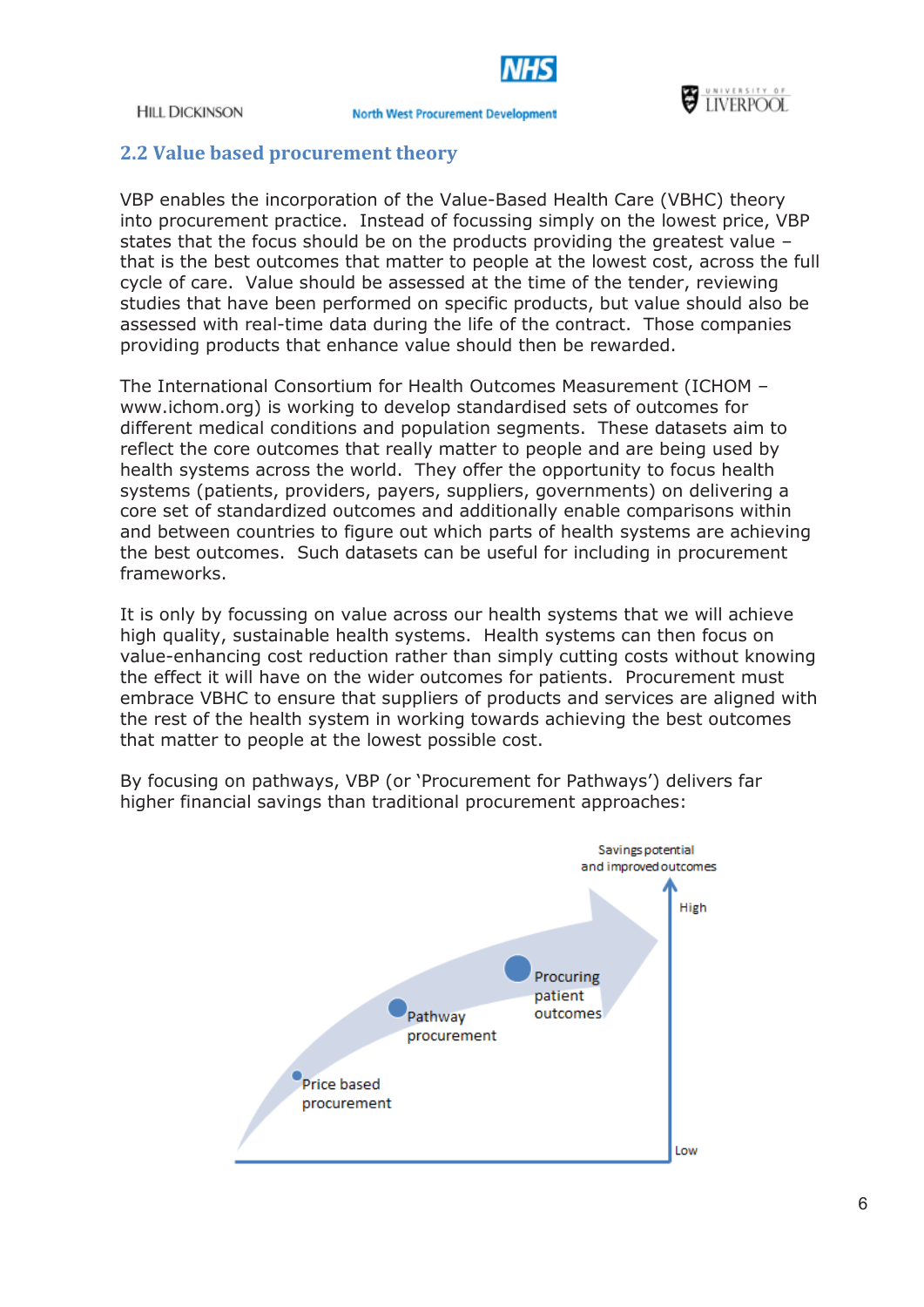## 2.2 Value based procurement theory

VBP enables the incorporation of the Value-Based Health Care (VBHC) theory into procurement practice. Instead of focussing simply on the lowest price, VBP states that the focus should be on the products providing the greatest value – that is the best outcomes that matter to people at the lowest cost, across the full cycle of care. Value should be assessed at the time of the tender, reviewing studies that have been performed on specific products, but value should also be assessed with real-time data during the life of the contract. Those companies providing products that enhance value should then be rewarded.

The International Consortium for Health Outcomes Measurement (ICHOM – www.ichom.org) is working to develop standardised sets of outcomes for different medical conditions and population segments. These datasets aim to reflect the core outcomes that really matter to people and are being used by health systems across the world. They offer the opportunity to focus health systems (patients, providers, payers, suppliers, governments) on delivering a core set of standardized outcomes and additionally enable comparisons within and between countries to figure out which parts of health systems are achieving the best outcomes. Such datasets can be useful for including in procurement frameworks.

It is only by focussing on value across our health systems that we will achieve high quality, sustainable health systems. Health systems can then focus on value-enhancing cost reduction rather than simply cutting costs without knowing the effect it will have on the wider outcomes for patients. Procurement must embrace VBHC to ensure that suppliers of products and services are aligned with the rest of the health system in working towards achieving the best outcomes that matter to people at the lowest possible cost.

By focusing on pathways, VBP (or 'Procurement for Pathways') delivers far higher financial savings than traditional procurement approaches:

Savings potential and improved outcomes

High

Procuring patient outcomes

Pathway procurement

Price based procurement

Low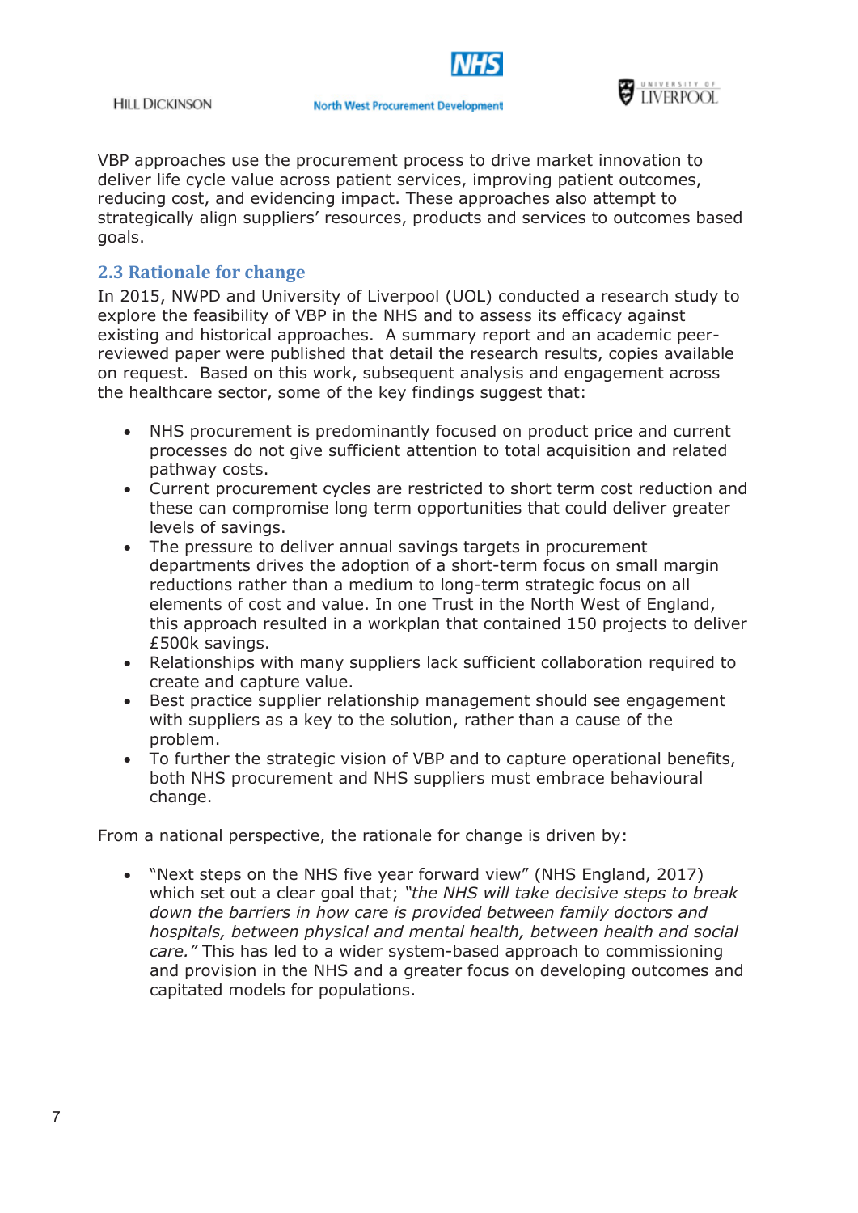VBP approaches use the procurement process to drive market innovation to deliver life cycle value across patient services, improving patient outcomes, reducing cost, and evidencing impact. These approaches also attempt to strategically align suppliers' resources, products and services to outcomes based goals.

## 2.3 Rationale for change

In 2015, NWPD and University of Liverpool (UOL) conducted a research study to explore the feasibility of VBP in the NHS and to assess its efficacy against existing and historical approaches. A summary report and an academic peer-reviewed paper were published that detail the research results, copies available on request. Based on this work, subsequent analysis and engagement across the healthcare sector, some of the key findings suggest that:

- NHS procurement is predominantly focused on product price and current processes do not give sufficient attention to total acquisition and related pathway costs.
- Current procurement cycles are restricted to short term cost reduction and these can compromise long term opportunities that could deliver greater levels of savings.
- The pressure to deliver annual savings targets in procurement departments drives the adoption of a short-term focus on small margin reductions rather than a medium to long-term strategic focus on all elements of cost and value. In one Trust in the North West of England, this approach resulted in a workplan that contained 150 projects to deliver £500k savings.
- Relationships with many suppliers lack sufficient collaboration required to create and capture value.
- Best practice supplier relationship management should see engagement with suppliers as a key to the solution, rather than a cause of the problem.
- To further the strategic vision of VBP and to capture operational benefits, both NHS procurement and NHS suppliers must embrace behavioural change.

From a national perspective, the rationale for change is driven by:

- "Next steps on the NHS five year forward view" (NHS England, 2017) which set out a clear goal that; *"the NHS will take decisive steps to break down the barriers in how care is provided between family doctors and hospitals, between physical and mental health, between health and social care."* This has led to a wider system-based approach to commissioning and provision in the NHS and a greater focus on developing outcomes and capitated models for populations.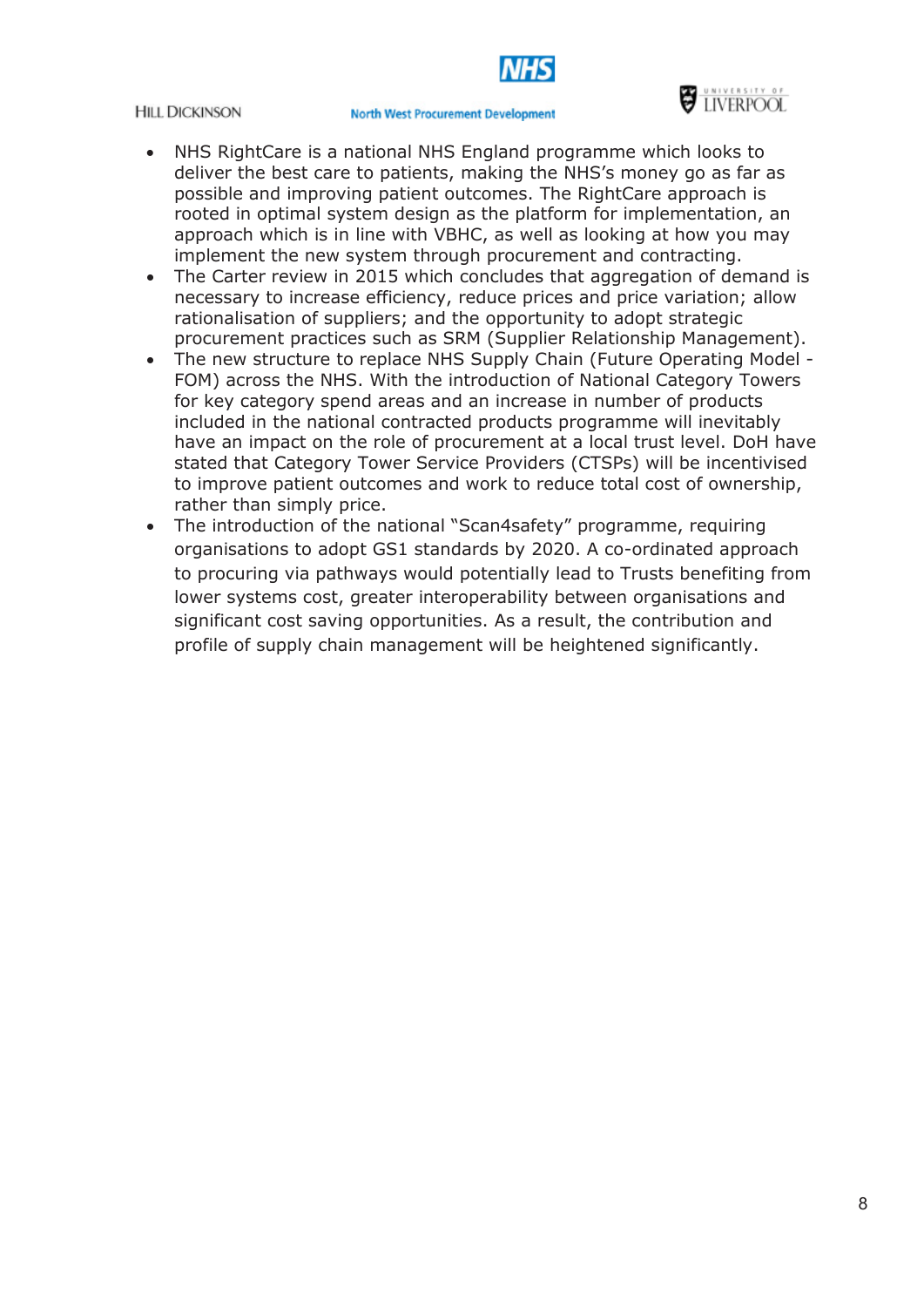- NHS RightCare is a national NHS England programme which looks to deliver the best care to patients, making the NHS's money go as far as possible and improving patient outcomes. The RightCare approach is rooted in optimal system design as the platform for implementation, an approach which is in line with VBHC, as well as looking at how you may implement the new system through procurement and contracting.
- The Carter review in 2015 which concludes that aggregation of demand is necessary to increase efficiency, reduce prices and price variation; allow rationalisation of suppliers; and the opportunity to adopt strategic procurement practices such as SRM (Supplier Relationship Management).
- The new structure to replace NHS Supply Chain (Future Operating Model - FOM) across the NHS. With the introduction of National Category Towers for key category spend areas and an increase in number of products included in the national contracted products programme will inevitably have an impact on the role of procurement at a local trust level. DoH have stated that Category Tower Service Providers (CTSPs) will be incentivised to improve patient outcomes and work to reduce total cost of ownership, rather than simply price.
- The introduction of the national "Scan4safety" programme, requiring organisations to adopt GS1 standards by 2020. A co-ordinated approach to procuring via pathways would potentially lead to Trusts benefiting from lower systems cost, greater interoperability between organisations and significant cost saving opportunities. As a result, the contribution and profile of supply chain management will be heightened significantly.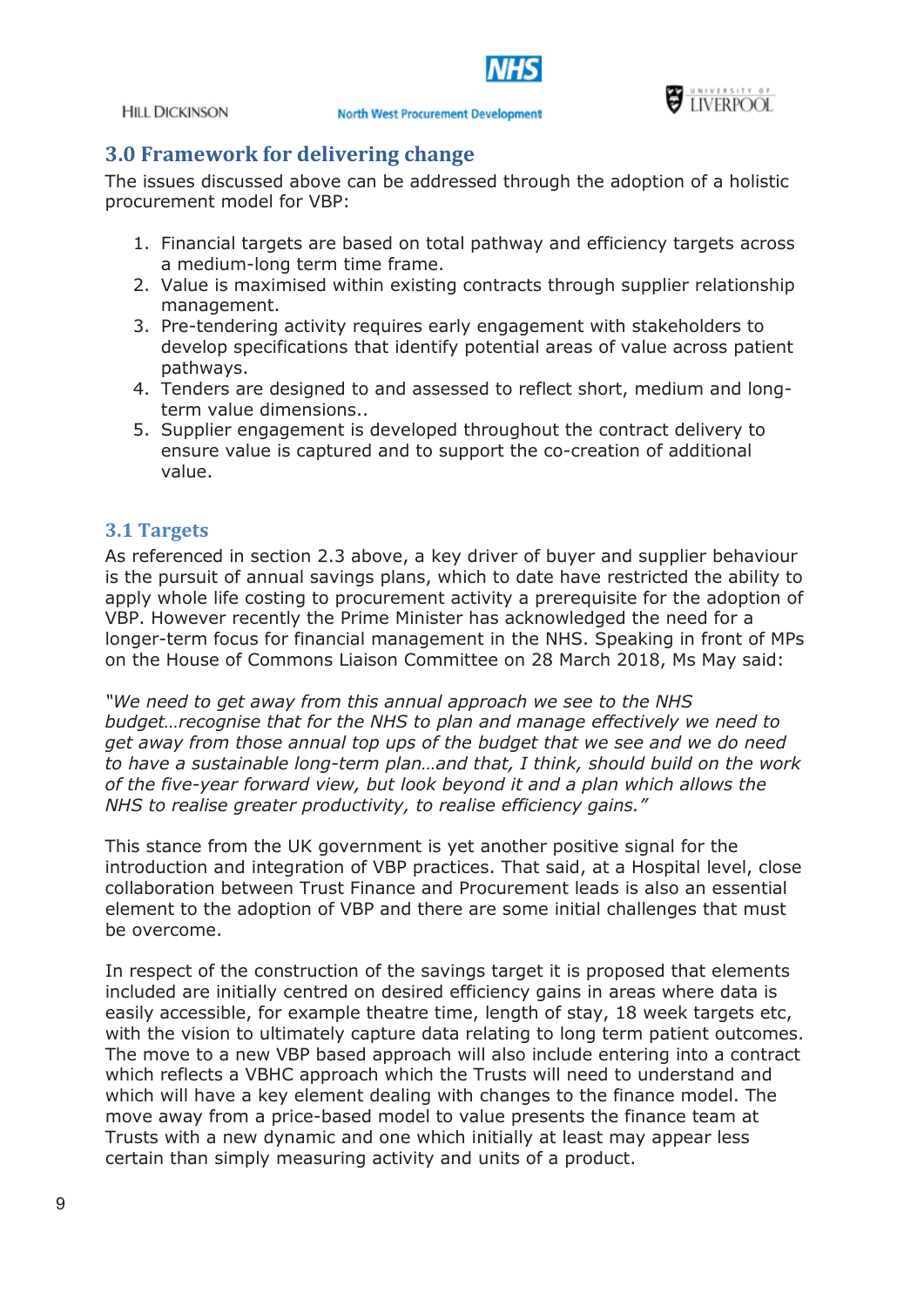## 3.0 Framework for delivering change

The issues discussed above can be addressed through the adoption of a holistic procurement model for VBP:

1. Financial targets are based on total pathway and efficiency targets across a medium-long term time frame.
2. Value is maximised within existing contracts through supplier relationship management.
3. Pre-tendering activity requires early engagement with stakeholders to develop specifications that identify potential areas of value across patient pathways.
4. Tenders are designed to and assessed to reflect short, medium and long-term value dimensions..
5. Supplier engagement is developed throughout the contract delivery to ensure value is captured and to support the co-creation of additional value.

### 3.1 Targets

As referenced in section 2.3 above, a key driver of buyer and supplier behaviour is the pursuit of annual savings plans, which to date have restricted the ability to apply whole life costing to procurement activity a prerequisite for the adoption of VBP. However recently the Prime Minister has acknowledged the need for a longer-term focus for financial management in the NHS. Speaking in front of MPs on the House of Commons Liaison Committee on 28 March 2018, Ms May said:

*"We need to get away from this annual approach we see to the NHS budget…recognise that for the NHS to plan and manage effectively we need to get away from those annual top ups of the budget that we see and we do need to have a sustainable long-term plan…and that, I think, should build on the work of the five-year forward view, but look beyond it and a plan which allows the NHS to realise greater productivity, to realise efficiency gains."*

This stance from the UK government is yet another positive signal for the introduction and integration of VBP practices. That said, at a Hospital level, close collaboration between Trust Finance and Procurement leads is also an essential element to the adoption of VBP and there are some initial challenges that must be overcome.

In respect of the construction of the savings target it is proposed that elements included are initially centred on desired efficiency gains in areas where data is easily accessible, for example theatre time, length of stay, 18 week targets etc, with the vision to ultimately capture data relating to long term patient outcomes. The move to a new VBP based approach will also include entering into a contract which reflects a VBHC approach which the Trusts will need to understand and which will have a key element dealing with changes to the finance model. The move away from a price-based model to value presents the finance team at Trusts with a new dynamic and one which initially at least may appear less certain than simply measuring activity and units of a product.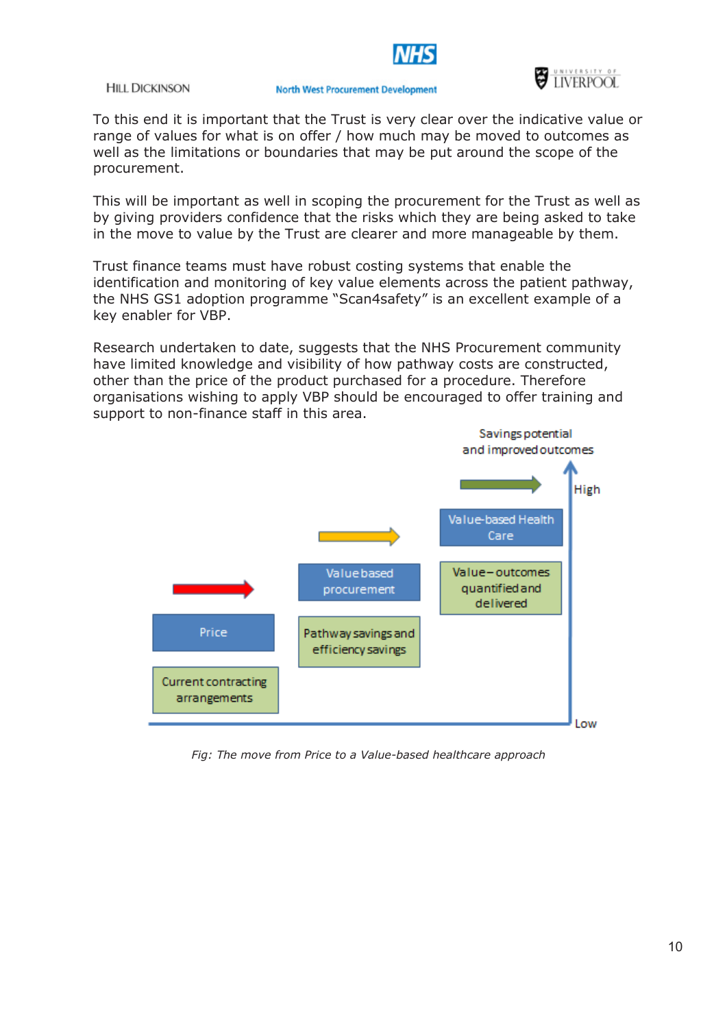To this end it is important that the Trust is very clear over the indicative value or range of values for what is on offer / how much may be moved to outcomes as well as the limitations or boundaries that may be put around the scope of the procurement.

This will be important as well in scoping the procurement for the Trust as well as by giving providers confidence that the risks which they are being asked to take in the move to value by the Trust are clearer and more manageable by them.

Trust finance teams must have robust costing systems that enable the identification and monitoring of key value elements across the patient pathway, the NHS GS1 adoption programme "Scan4safety" is an excellent example of a key enabler for VBP.

Research undertaken to date, suggests that the NHS Procurement community have limited knowledge and visibility of how pathway costs are constructed, other than the price of the product purchased for a procedure. Therefore organisations wishing to apply VBP should be encouraged to offer training and support to non-finance staff in this area.

Savings potential and improved outcomes

High

Low

| Stage | Description |
| --- | --- |
| Price | Current contracting arrangements |
| Value based procurement | Pathway savings and efficiency savings |
| Value-based Health Care | Value – outcomes quantified and delivered |

*Fig: The move from Price to a Value-based healthcare approach*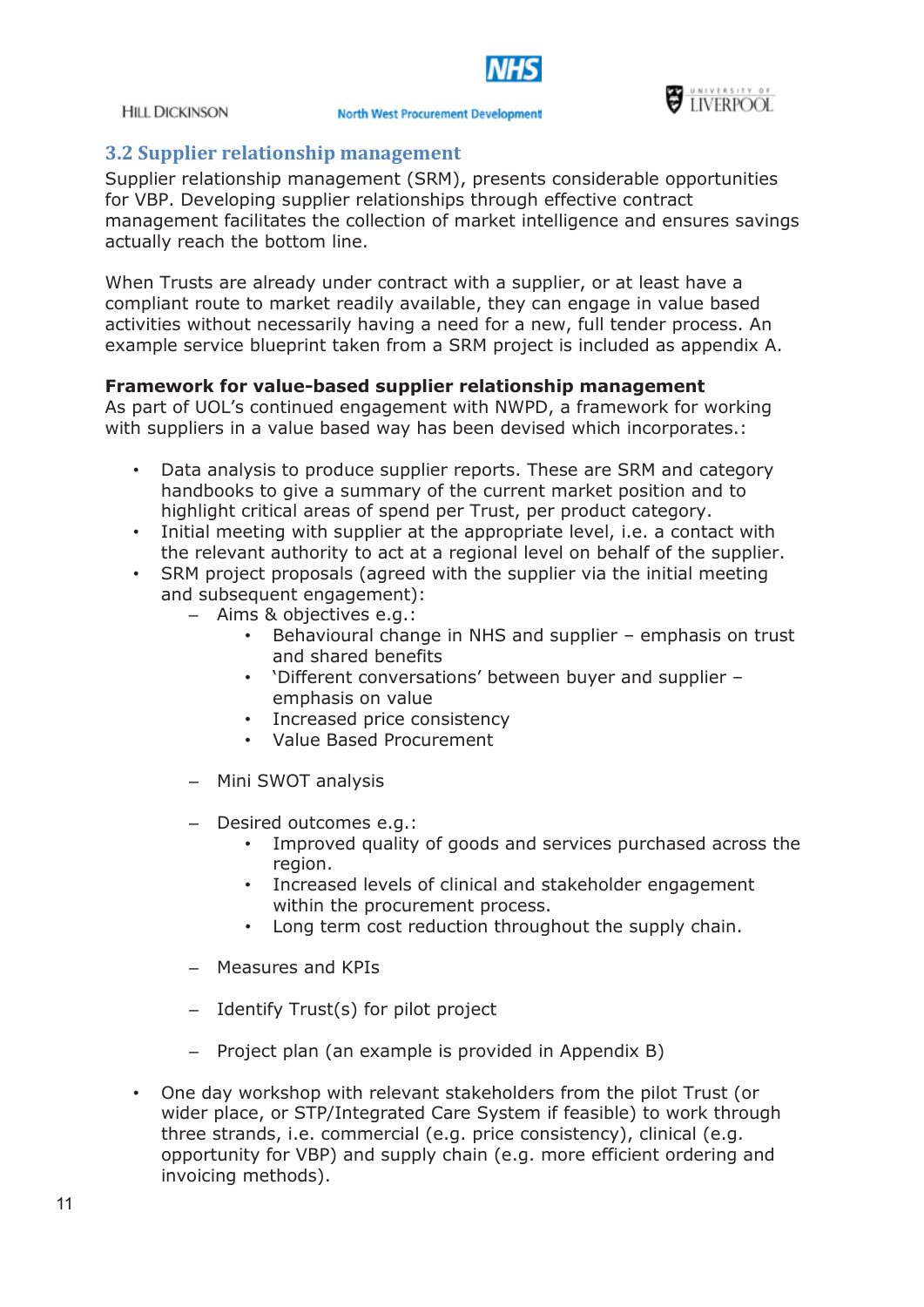## 3.2 Supplier relationship management

Supplier relationship management (SRM), presents considerable opportunities for VBP. Developing supplier relationships through effective contract management facilitates the collection of market intelligence and ensures savings actually reach the bottom line.

When Trusts are already under contract with a supplier, or at least have a compliant route to market readily available, they can engage in value based activities without necessarily having a need for a new, full tender process. An example service blueprint taken from a SRM project is included as appendix A.

**Framework for value-based supplier relationship management**

As part of UOL's continued engagement with NWPD, a framework for working with suppliers in a value based way has been devised which incorporates.:

- Data analysis to produce supplier reports. These are SRM and category handbooks to give a summary of the current market position and to highlight critical areas of spend per Trust, per product category.
- Initial meeting with supplier at the appropriate level, i.e. a contact with the relevant authority to act at a regional level on behalf of the supplier.
- SRM project proposals (agreed with the supplier via the initial meeting and subsequent engagement):
  - Aims & objectives e.g.:
    - Behavioural change in NHS and supplier – emphasis on trust and shared benefits
    - 'Different conversations' between buyer and supplier – emphasis on value
    - Increased price consistency
    - Value Based Procurement
  - Mini SWOT analysis
  - Desired outcomes e.g.:
    - Improved quality of goods and services purchased across the region.
    - Increased levels of clinical and stakeholder engagement within the procurement process.
    - Long term cost reduction throughout the supply chain.
  - Measures and KPIs
  - Identify Trust(s) for pilot project
  - Project plan (an example is provided in Appendix B)
- One day workshop with relevant stakeholders from the pilot Trust (or wider place, or STP/Integrated Care System if feasible) to work through three strands, i.e. commercial (e.g. price consistency), clinical (e.g. opportunity for VBP) and supply chain (e.g. more efficient ordering and invoicing methods).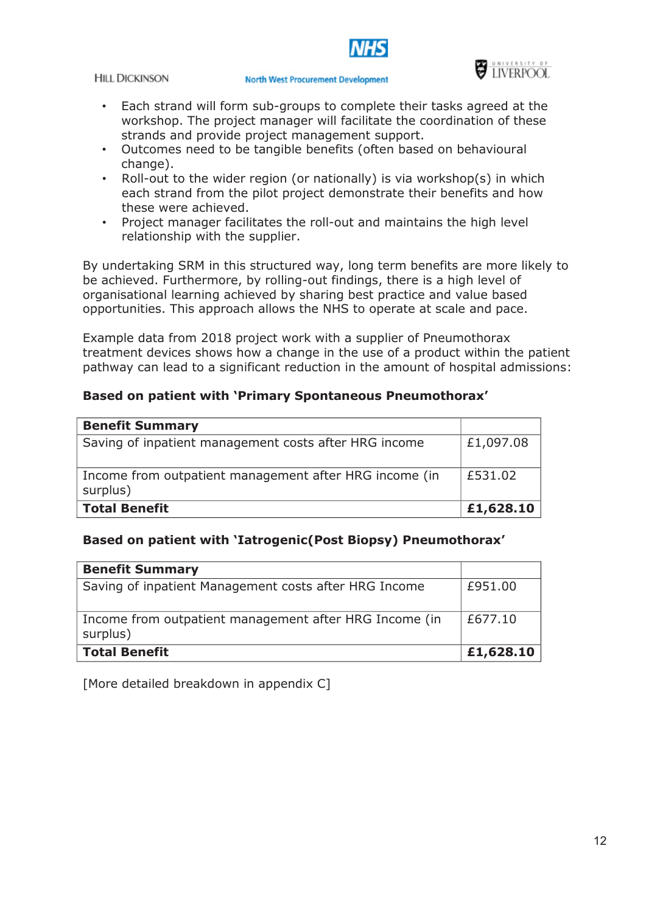- Each strand will form sub-groups to complete their tasks agreed at the workshop. The project manager will facilitate the coordination of these strands and provide project management support.
- Outcomes need to be tangible benefits (often based on behavioural change).
- Roll-out to the wider region (or nationally) is via workshop(s) in which each strand from the pilot project demonstrate their benefits and how these were achieved.
- Project manager facilitates the roll-out and maintains the high level relationship with the supplier.

By undertaking SRM in this structured way, long term benefits are more likely to be achieved. Furthermore, by rolling-out findings, there is a high level of organisational learning achieved by sharing best practice and value based opportunities. This approach allows the NHS to operate at scale and pace.

Example data from 2018 project work with a supplier of Pneumothorax treatment devices shows how a change in the use of a product within the patient pathway can lead to a significant reduction in the amount of hospital admissions:

**Based on patient with 'Primary Spontaneous Pneumothorax'**

| **Benefit Summary** | |
|---|---|
| Saving of inpatient management costs after HRG income | £1,097.08 |
| Income from outpatient management after HRG income (in surplus) | £531.02 |
| **Total Benefit** | **£1,628.10** |

**Based on patient with 'Iatrogenic(Post Biopsy) Pneumothorax'**

| **Benefit Summary** | |
|---|---|
| Saving of inpatient Management costs after HRG Income | £951.00 |
| Income from outpatient management after HRG Income (in surplus) | £677.10 |
| **Total Benefit** | **£1,628.10** |

[More detailed breakdown in appendix C]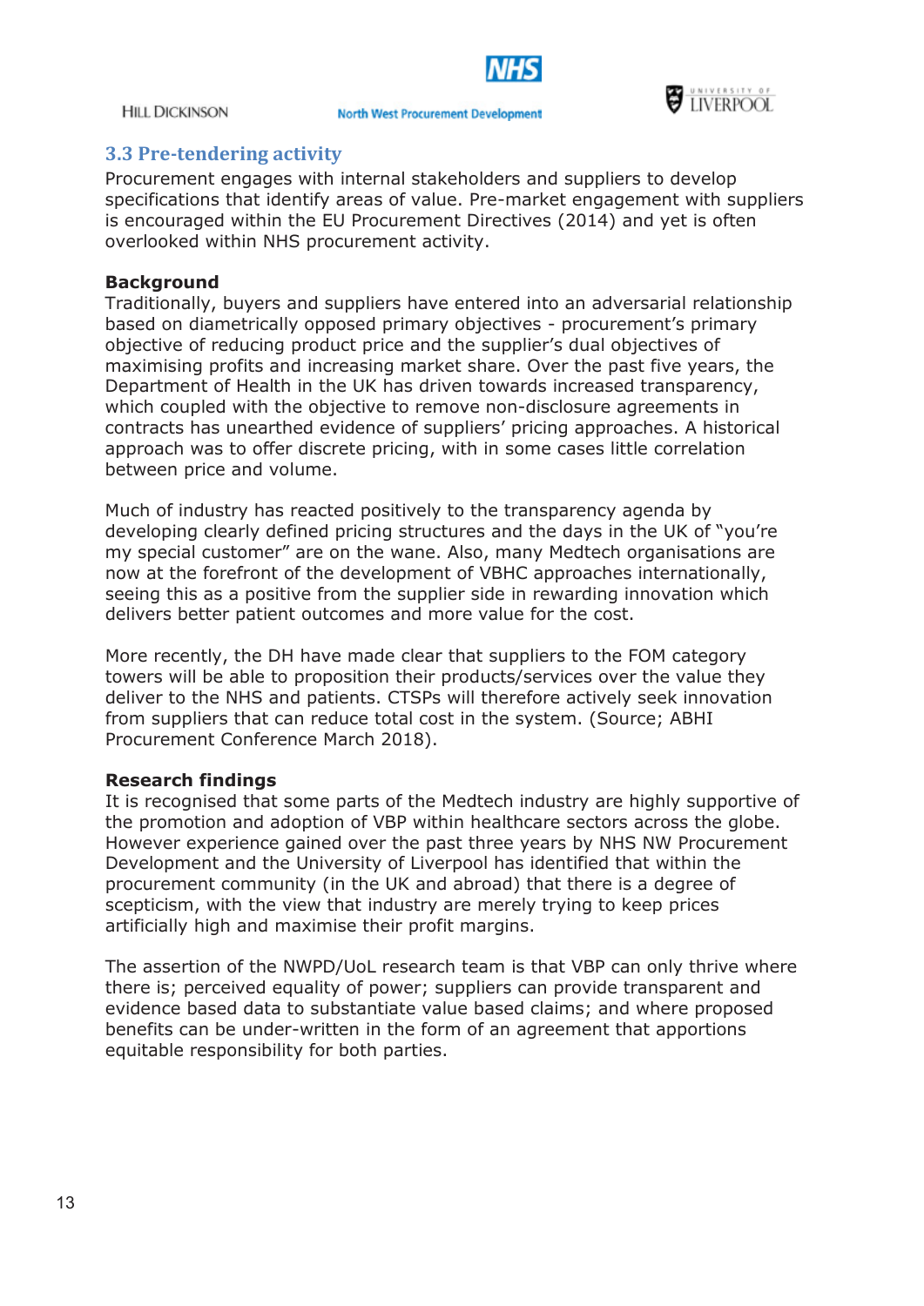## 3.3 Pre-tendering activity

Procurement engages with internal stakeholders and suppliers to develop specifications that identify areas of value. Pre-market engagement with suppliers is encouraged within the EU Procurement Directives (2014) and yet is often overlooked within NHS procurement activity.

**Background**

Traditionally, buyers and suppliers have entered into an adversarial relationship based on diametrically opposed primary objectives - procurement's primary objective of reducing product price and the supplier's dual objectives of maximising profits and increasing market share. Over the past five years, the Department of Health in the UK has driven towards increased transparency, which coupled with the objective to remove non-disclosure agreements in contracts has unearthed evidence of suppliers' pricing approaches. A historical approach was to offer discrete pricing, with in some cases little correlation between price and volume.

Much of industry has reacted positively to the transparency agenda by developing clearly defined pricing structures and the days in the UK of "you're my special customer" are on the wane. Also, many Medtech organisations are now at the forefront of the development of VBHC approaches internationally, seeing this as a positive from the supplier side in rewarding innovation which delivers better patient outcomes and more value for the cost.

More recently, the DH have made clear that suppliers to the FOM category towers will be able to proposition their products/services over the value they deliver to the NHS and patients. CTSPs will therefore actively seek innovation from suppliers that can reduce total cost in the system. (Source; ABHI Procurement Conference March 2018).

**Research findings**

It is recognised that some parts of the Medtech industry are highly supportive of the promotion and adoption of VBP within healthcare sectors across the globe. However experience gained over the past three years by NHS NW Procurement Development and the University of Liverpool has identified that within the procurement community (in the UK and abroad) that there is a degree of scepticism, with the view that industry are merely trying to keep prices artificially high and maximise their profit margins.

The assertion of the NWPD/UoL research team is that VBP can only thrive where there is; perceived equality of power; suppliers can provide transparent and evidence based data to substantiate value based claims; and where proposed benefits can be under-written in the form of an agreement that apportions equitable responsibility for both parties.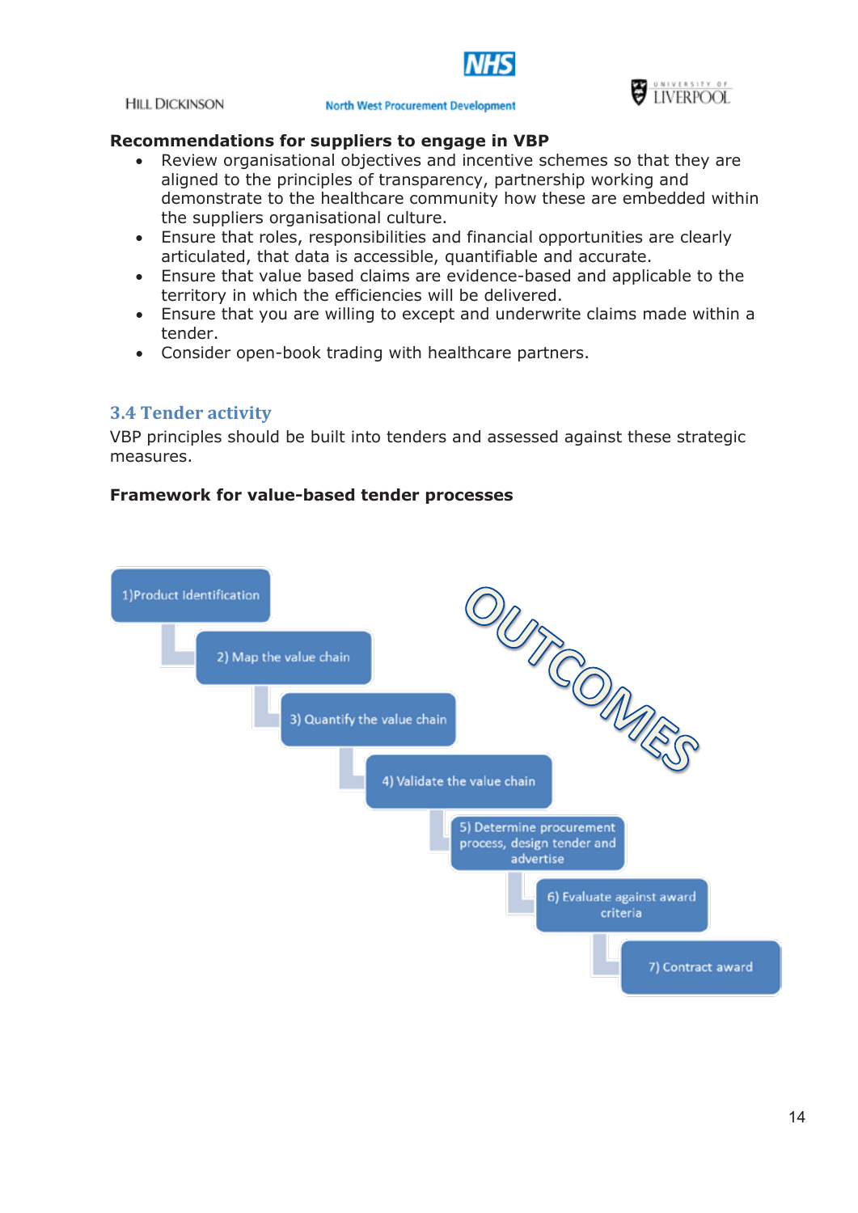**Recommendations for suppliers to engage in VBP**

- Review organisational objectives and incentive schemes so that they are aligned to the principles of transparency, partnership working and demonstrate to the healthcare community how these are embedded within the suppliers organisational culture.
- Ensure that roles, responsibilities and financial opportunities are clearly articulated, that data is accessible, quantifiable and accurate.
- Ensure that value based claims are evidence-based and applicable to the territory in which the efficiencies will be delivered.
- Ensure that you are willing to except and underwrite claims made within a tender.
- Consider open-book trading with healthcare partners.

## 3.4 Tender activity

VBP principles should be built into tenders and assessed against these strategic measures.

**Framework for value-based tender processes**

1) Product Identification
2) Map the value chain
3) Quantify the value chain
4) Validate the value chain
5) Determine procurement process, design tender and advertise
6) Evaluate against award criteria
7) Contract award

OUTCOMES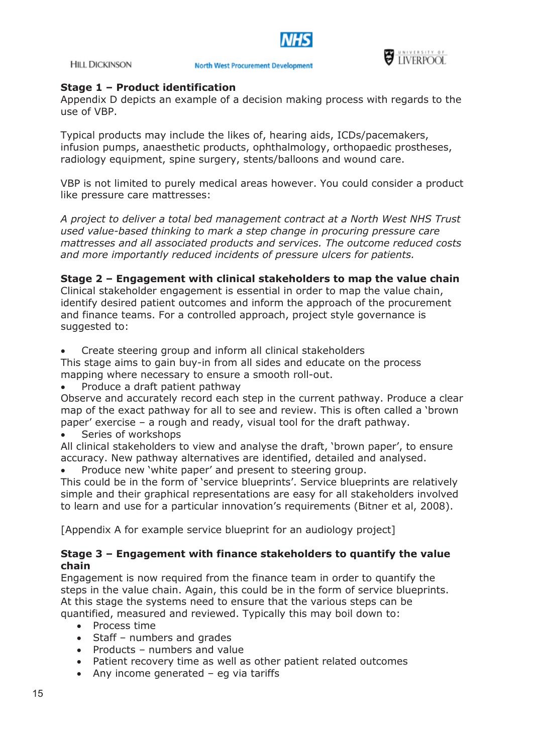### Stage 1 – Product identification

Appendix D depicts an example of a decision making process with regards to the use of VBP.

Typical products may include the likes of, hearing aids, ICDs/pacemakers, infusion pumps, anaesthetic products, ophthalmology, orthopaedic prostheses, radiology equipment, spine surgery, stents/balloons and wound care.

VBP is not limited to purely medical areas however. You could consider a product like pressure care mattresses:

*A project to deliver a total bed management contract at a North West NHS Trust used value-based thinking to mark a step change in procuring pressure care mattresses and all associated products and services. The outcome reduced costs and more importantly reduced incidents of pressure ulcers for patients.*

### Stage 2 – Engagement with clinical stakeholders to map the value chain

Clinical stakeholder engagement is essential in order to map the value chain, identify desired patient outcomes and inform the approach of the procurement and finance teams. For a controlled approach, project style governance is suggested to:

- Create steering group and inform all clinical stakeholders

This stage aims to gain buy-in from all sides and educate on the process mapping where necessary to ensure a smooth roll-out.

- Produce a draft patient pathway

Observe and accurately record each step in the current pathway. Produce a clear map of the exact pathway for all to see and review. This is often called a 'brown paper' exercise – a rough and ready, visual tool for the draft pathway.

- Series of workshops

All clinical stakeholders to view and analyse the draft, 'brown paper', to ensure accuracy. New pathway alternatives are identified, detailed and analysed.

- Produce new 'white paper' and present to steering group.

This could be in the form of 'service blueprints'. Service blueprints are relatively simple and their graphical representations are easy for all stakeholders involved to learn and use for a particular innovation's requirements (Bitner et al, 2008).

[Appendix A for example service blueprint for an audiology project]

### Stage 3 – Engagement with finance stakeholders to quantify the value chain

Engagement is now required from the finance team in order to quantify the steps in the value chain. Again, this could be in the form of service blueprints. At this stage the systems need to ensure that the various steps can be quantified, measured and reviewed. Typically this may boil down to:

- Process time
- Staff – numbers and grades
- Products – numbers and value
- Patient recovery time as well as other patient related outcomes
- Any income generated – eg via tariffs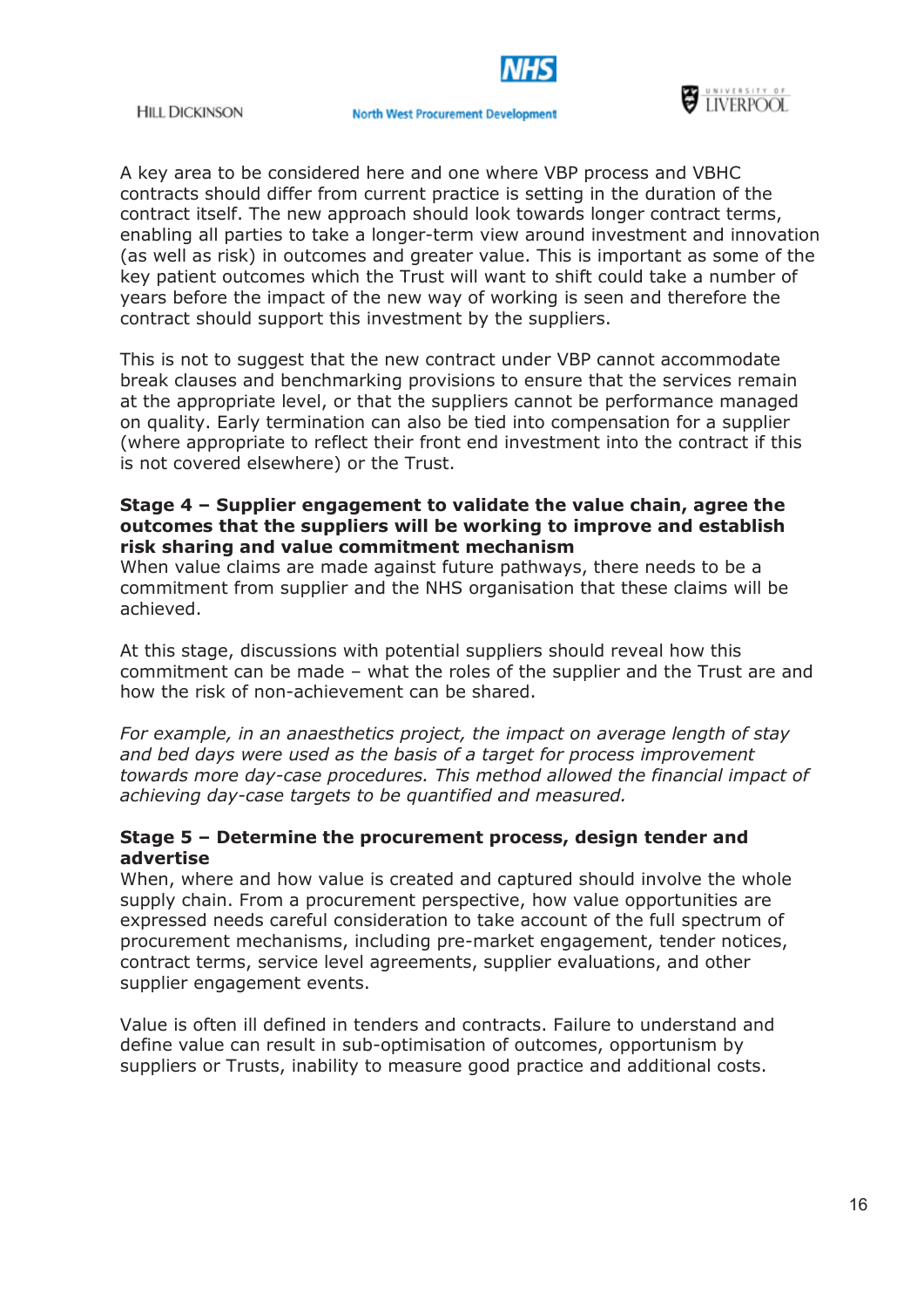A key area to be considered here and one where VBP process and VBHC contracts should differ from current practice is setting in the duration of the contract itself. The new approach should look towards longer contract terms, enabling all parties to take a longer-term view around investment and innovation (as well as risk) in outcomes and greater value. This is important as some of the key patient outcomes which the Trust will want to shift could take a number of years before the impact of the new way of working is seen and therefore the contract should support this investment by the suppliers.

This is not to suggest that the new contract under VBP cannot accommodate break clauses and benchmarking provisions to ensure that the services remain at the appropriate level, or that the suppliers cannot be performance managed on quality. Early termination can also be tied into compensation for a supplier (where appropriate to reflect their front end investment into the contract if this is not covered elsewhere) or the Trust.

**Stage 4 – Supplier engagement to validate the value chain, agree the outcomes that the suppliers will be working to improve and establish risk sharing and value commitment mechanism**

When value claims are made against future pathways, there needs to be a commitment from supplier and the NHS organisation that these claims will be achieved.

At this stage, discussions with potential suppliers should reveal how this commitment can be made – what the roles of the supplier and the Trust are and how the risk of non-achievement can be shared.

*For example, in an anaesthetics project, the impact on average length of stay and bed days were used as the basis of a target for process improvement towards more day-case procedures. This method allowed the financial impact of achieving day-case targets to be quantified and measured.*

**Stage 5 – Determine the procurement process, design tender and advertise**

When, where and how value is created and captured should involve the whole supply chain. From a procurement perspective, how value opportunities are expressed needs careful consideration to take account of the full spectrum of procurement mechanisms, including pre-market engagement, tender notices, contract terms, service level agreements, supplier evaluations, and other supplier engagement events.

Value is often ill defined in tenders and contracts. Failure to understand and define value can result in sub-optimisation of outcomes, opportunism by suppliers or Trusts, inability to measure good practice and additional costs.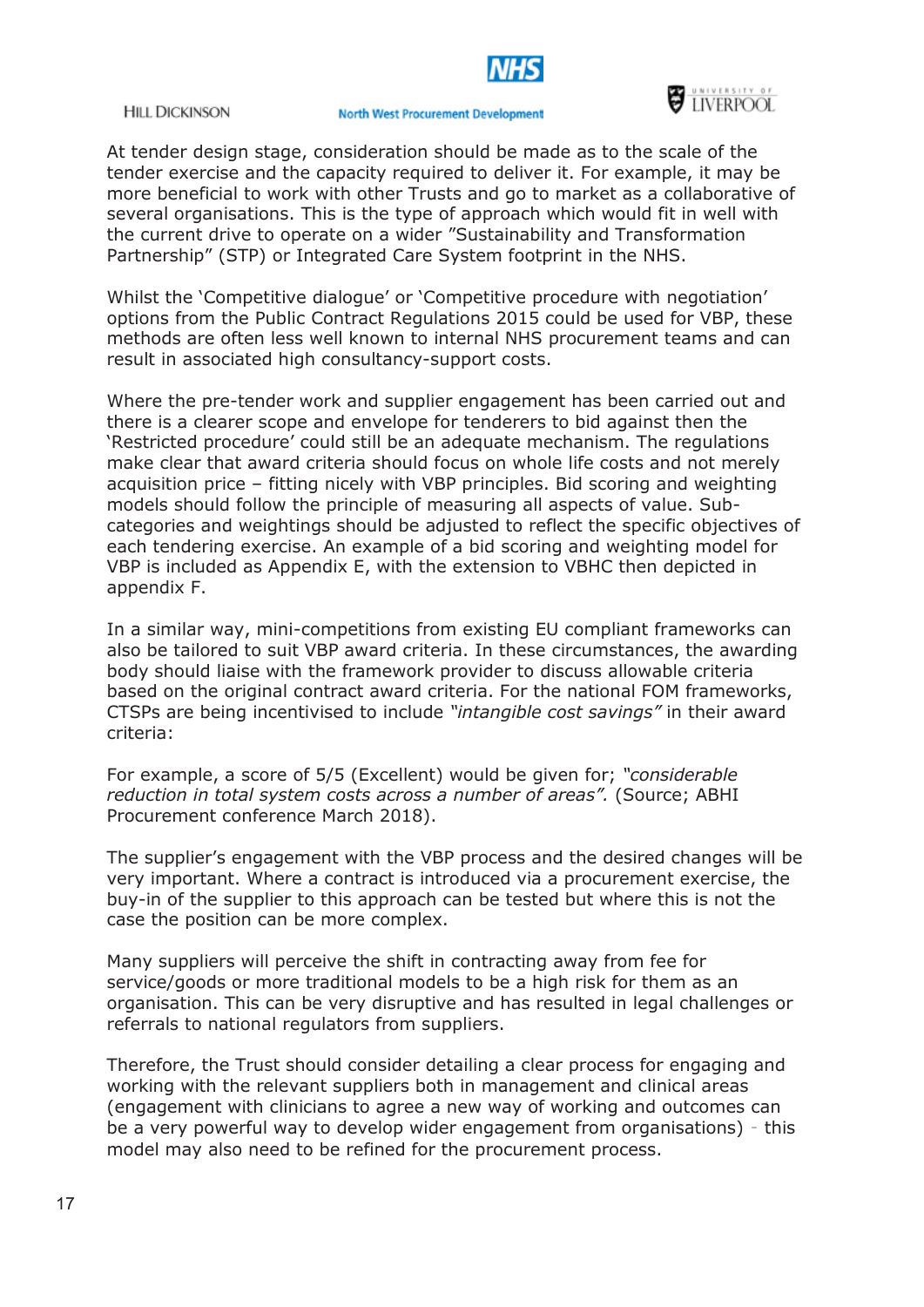At tender design stage, consideration should be made as to the scale of the tender exercise and the capacity required to deliver it. For example, it may be more beneficial to work with other Trusts and go to market as a collaborative of several organisations. This is the type of approach which would fit in well with the current drive to operate on a wider "Sustainability and Transformation Partnership" (STP) or Integrated Care System footprint in the NHS.

Whilst the 'Competitive dialogue' or 'Competitive procedure with negotiation' options from the Public Contract Regulations 2015 could be used for VBP, these methods are often less well known to internal NHS procurement teams and can result in associated high consultancy-support costs.

Where the pre-tender work and supplier engagement has been carried out and there is a clearer scope and envelope for tenderers to bid against then the 'Restricted procedure' could still be an adequate mechanism. The regulations make clear that award criteria should focus on whole life costs and not merely acquisition price – fitting nicely with VBP principles. Bid scoring and weighting models should follow the principle of measuring all aspects of value. Sub-categories and weightings should be adjusted to reflect the specific objectives of each tendering exercise. An example of a bid scoring and weighting model for VBP is included as Appendix E, with the extension to VBHC then depicted in appendix F.

In a similar way, mini-competitions from existing EU compliant frameworks can also be tailored to suit VBP award criteria. In these circumstances, the awarding body should liaise with the framework provider to discuss allowable criteria based on the original contract award criteria. For the national FOM frameworks, CTSPs are being incentivised to include *"intangible cost savings"* in their award criteria:

For example, a score of 5/5 (Excellent) would be given for; *"considerable reduction in total system costs across a number of areas".* (Source; ABHI Procurement conference March 2018).

The supplier's engagement with the VBP process and the desired changes will be very important. Where a contract is introduced via a procurement exercise, the buy-in of the supplier to this approach can be tested but where this is not the case the position can be more complex.

Many suppliers will perceive the shift in contracting away from fee for service/goods or more traditional models to be a high risk for them as an organisation. This can be very disruptive and has resulted in legal challenges or referrals to national regulators from suppliers.

Therefore, the Trust should consider detailing a clear process for engaging and working with the relevant suppliers both in management and clinical areas (engagement with clinicians to agree a new way of working and outcomes can be a very powerful way to develop wider engagement from organisations) - this model may also need to be refined for the procurement process.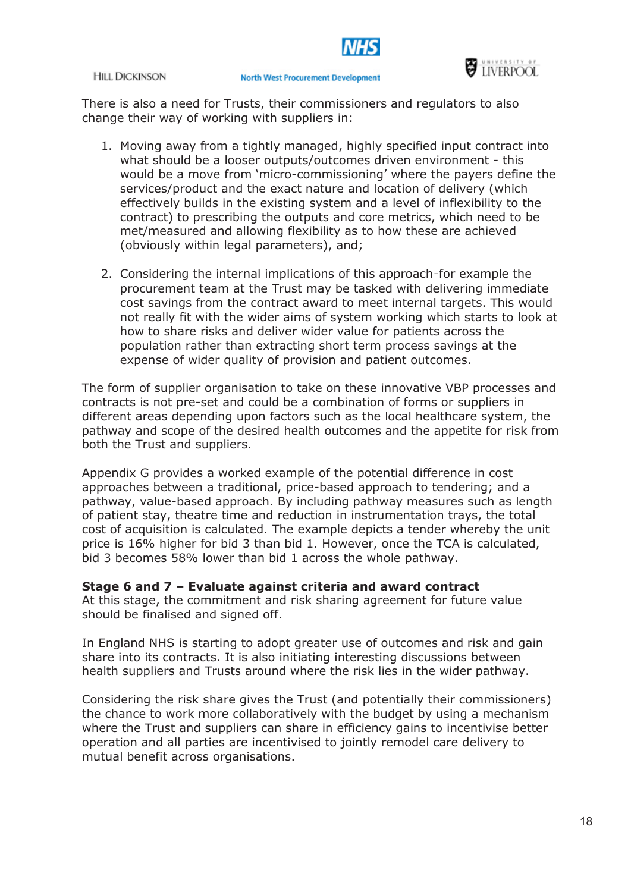There is also a need for Trusts, their commissioners and regulators to also change their way of working with suppliers in:

1. Moving away from a tightly managed, highly specified input contract into what should be a looser outputs/outcomes driven environment - this would be a move from 'micro-commissioning' where the payers define the services/product and the exact nature and location of delivery (which effectively builds in the existing system and a level of inflexibility to the contract) to prescribing the outputs and core metrics, which need to be met/measured and allowing flexibility as to how these are achieved (obviously within legal parameters), and;

2. Considering the internal implications of this approach-for example the procurement team at the Trust may be tasked with delivering immediate cost savings from the contract award to meet internal targets. This would not really fit with the wider aims of system working which starts to look at how to share risks and deliver wider value for patients across the population rather than extracting short term process savings at the expense of wider quality of provision and patient outcomes.

The form of supplier organisation to take on these innovative VBP processes and contracts is not pre-set and could be a combination of forms or suppliers in different areas depending upon factors such as the local healthcare system, the pathway and scope of the desired health outcomes and the appetite for risk from both the Trust and suppliers.

Appendix G provides a worked example of the potential difference in cost approaches between a traditional, price-based approach to tendering; and a pathway, value-based approach. By including pathway measures such as length of patient stay, theatre time and reduction in instrumentation trays, the total cost of acquisition is calculated. The example depicts a tender whereby the unit price is 16% higher for bid 3 than bid 1. However, once the TCA is calculated, bid 3 becomes 58% lower than bid 1 across the whole pathway.

**Stage 6 and 7 – Evaluate against criteria and award contract**
At this stage, the commitment and risk sharing agreement for future value should be finalised and signed off.

In England NHS is starting to adopt greater use of outcomes and risk and gain share into its contracts. It is also initiating interesting discussions between health suppliers and Trusts around where the risk lies in the wider pathway.

Considering the risk share gives the Trust (and potentially their commissioners) the chance to work more collaboratively with the budget by using a mechanism where the Trust and suppliers can share in efficiency gains to incentivise better operation and all parties are incentivised to jointly remodel care delivery to mutual benefit across organisations.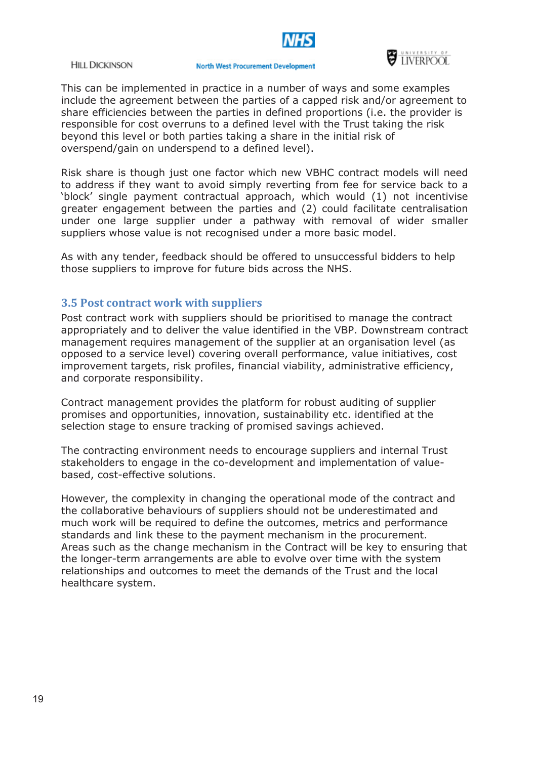This can be implemented in practice in a number of ways and some examples include the agreement between the parties of a capped risk and/or agreement to share efficiencies between the parties in defined proportions (i.e. the provider is responsible for cost overruns to a defined level with the Trust taking the risk beyond this level or both parties taking a share in the initial risk of overspend/gain on underspend to a defined level).

Risk share is though just one factor which new VBHC contract models will need to address if they want to avoid simply reverting from fee for service back to a 'block' single payment contractual approach, which would (1) not incentivise greater engagement between the parties and (2) could facilitate centralisation under one large supplier under a pathway with removal of wider smaller suppliers whose value is not recognised under a more basic model.

As with any tender, feedback should be offered to unsuccessful bidders to help those suppliers to improve for future bids across the NHS.

### 3.5 Post contract work with suppliers

Post contract work with suppliers should be prioritised to manage the contract appropriately and to deliver the value identified in the VBP. Downstream contract management requires management of the supplier at an organisation level (as opposed to a service level) covering overall performance, value initiatives, cost improvement targets, risk profiles, financial viability, administrative efficiency, and corporate responsibility.

Contract management provides the platform for robust auditing of supplier promises and opportunities, innovation, sustainability etc. identified at the selection stage to ensure tracking of promised savings achieved.

The contracting environment needs to encourage suppliers and internal Trust stakeholders to engage in the co-development and implementation of value-based, cost-effective solutions.

However, the complexity in changing the operational mode of the contract and the collaborative behaviours of suppliers should not be underestimated and much work will be required to define the outcomes, metrics and performance standards and link these to the payment mechanism in the procurement. Areas such as the change mechanism in the Contract will be key to ensuring that the longer-term arrangements are able to evolve over time with the system relationships and outcomes to meet the demands of the Trust and the local healthcare system.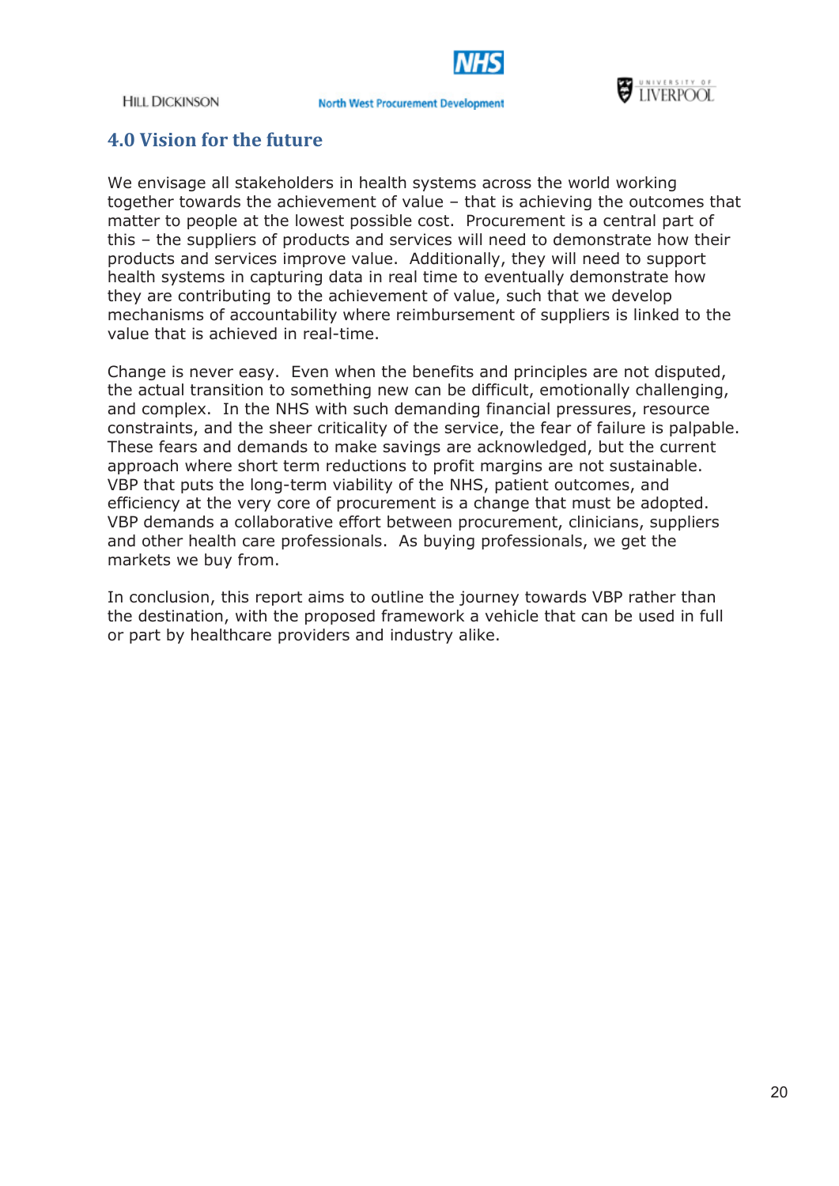## 4.0 Vision for the future

We envisage all stakeholders in health systems across the world working together towards the achievement of value – that is achieving the outcomes that matter to people at the lowest possible cost. Procurement is a central part of this – the suppliers of products and services will need to demonstrate how their products and services improve value. Additionally, they will need to support health systems in capturing data in real time to eventually demonstrate how they are contributing to the achievement of value, such that we develop mechanisms of accountability where reimbursement of suppliers is linked to the value that is achieved in real-time.

Change is never easy. Even when the benefits and principles are not disputed, the actual transition to something new can be difficult, emotionally challenging, and complex. In the NHS with such demanding financial pressures, resource constraints, and the sheer criticality of the service, the fear of failure is palpable. These fears and demands to make savings are acknowledged, but the current approach where short term reductions to profit margins are not sustainable. VBP that puts the long-term viability of the NHS, patient outcomes, and efficiency at the very core of procurement is a change that must be adopted. VBP demands a collaborative effort between procurement, clinicians, suppliers and other health care professionals. As buying professionals, we get the markets we buy from.

In conclusion, this report aims to outline the journey towards VBP rather than the destination, with the proposed framework a vehicle that can be used in full or part by healthcare providers and industry alike.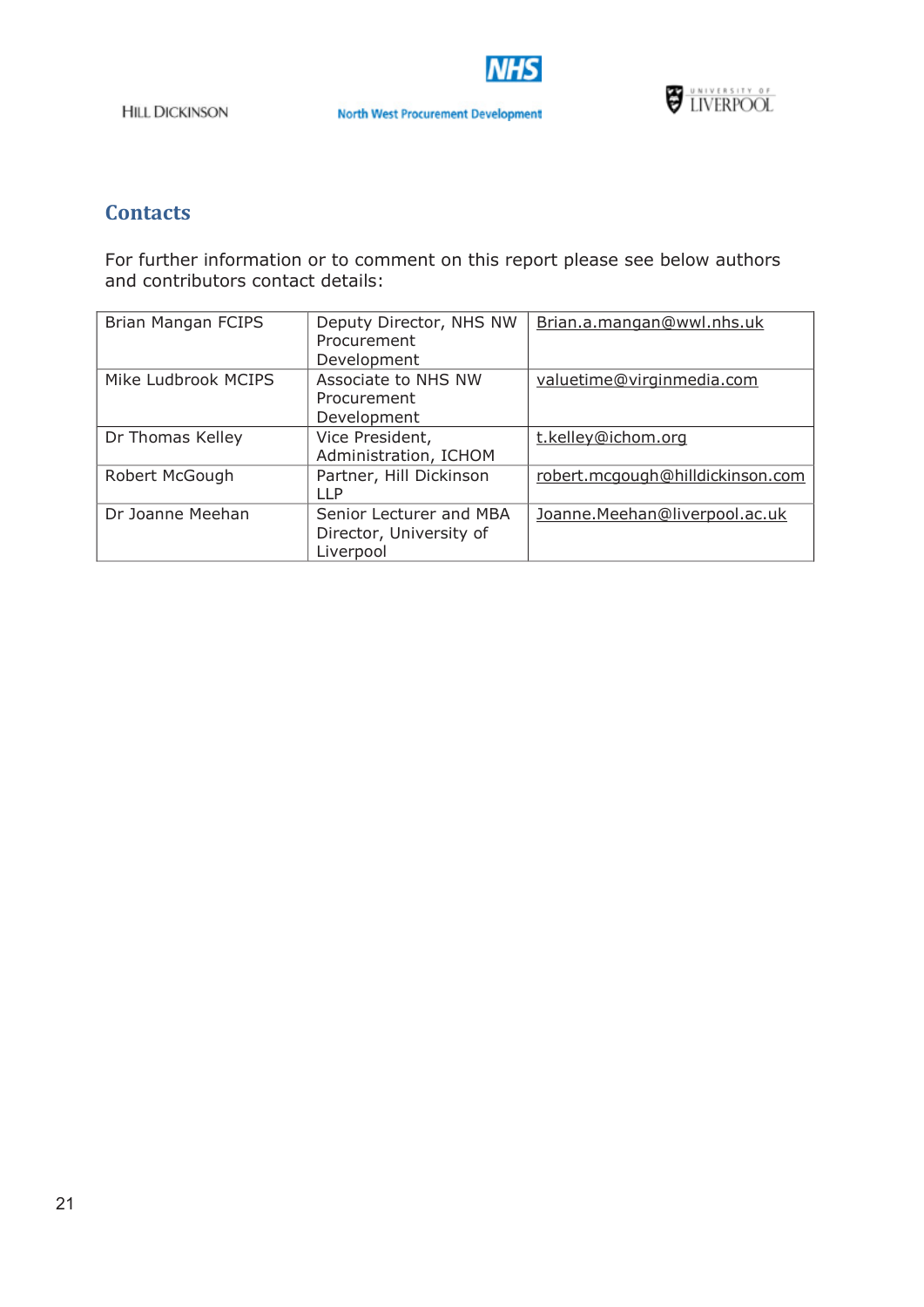## Contacts

For further information or to comment on this report please see below authors and contributors contact details:

| | | |
|---|---|---|
| Brian Mangan FCIPS | Deputy Director, NHS NW Procurement Development | Brian.a.mangan@wwl.nhs.uk |
| Mike Ludbrook MCIPS | Associate to NHS NW Procurement Development | valuetime@virginmedia.com |
| Dr Thomas Kelley | Vice President, Administration, ICHOM | t.kelley@ichom.org |
| Robert McGough | Partner, Hill Dickinson LLP | robert.mcgough@hilldickinson.com |
| Dr Joanne Meehan | Senior Lecturer and MBA Director, University of Liverpool | Joanne.Meehan@liverpool.ac.uk |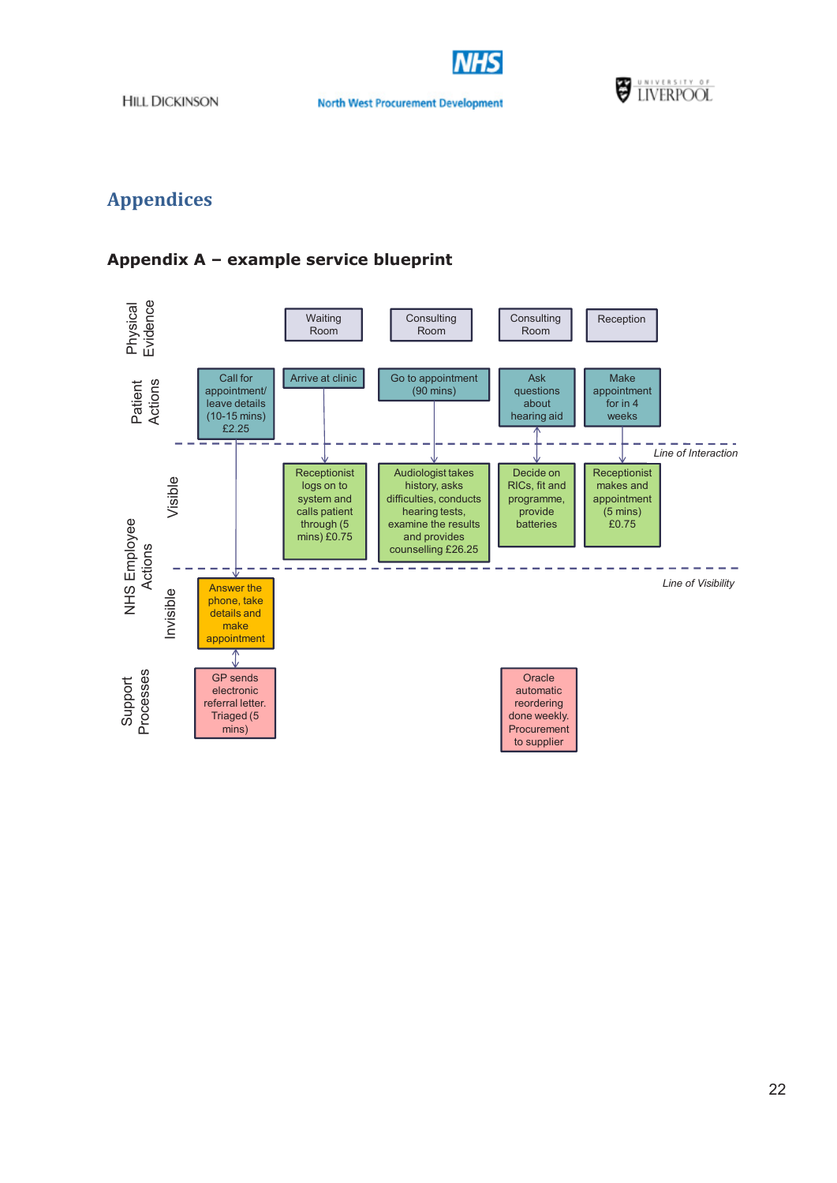# Appendices

## Appendix A – example service blueprint

| | | | | | |
|---|---|---|---|---|---|
| **Physical Evidence** | | Waiting Room | Consulting Room | Consulting Room | Reception |
| **Patient Actions** | Call for appointment/ leave details (10-15 mins) £2.25 | Arrive at clinic | Go to appointment (90 mins) | Ask questions about hearing aid | Make appointment for in 4 weeks |
| *Line of Interaction* | | | | | |
| **NHS Employee Actions – Visible** | | Receptionist logs on to system and calls patient through (5 mins) £0.75 | Audiologist takes history, asks difficulties, conducts hearing tests, examine the results and provides counselling £26.25 | Decide on RICs, fit and programme, provide batteries | Receptionist makes and appointment (5 mins) £0.75 |
| *Line of Visibility* | | | | | |
| **NHS Employee Actions – Invisible** | Answer the phone, take details and make appointment | | | | |
| **Support Processes** | GP sends electronic referral letter. Triaged (5 mins) | | | Oracle automatic reordering done weekly. Procurement to supplier | |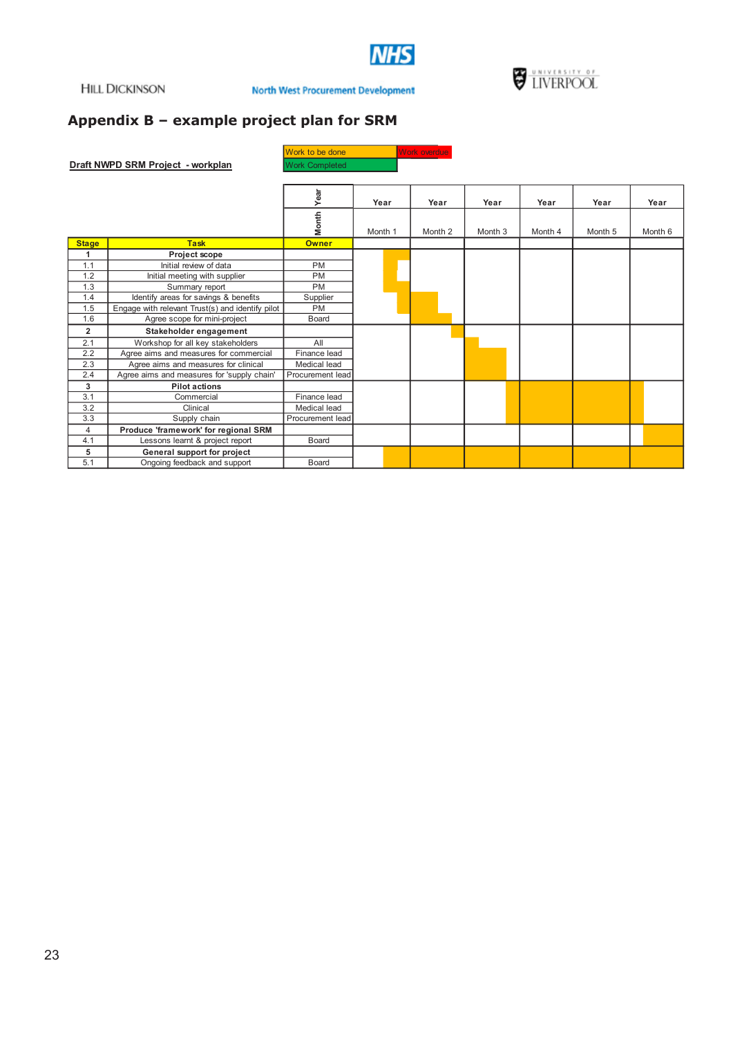## Appendix B – example project plan for SRM

**Draft NWPD SRM Project - workplan**

| Legend | |
|---|---|
| Work to be done | Work overdue |
| Work Completed | |

| Stage | Task | Owner | Year / Month 1 | Year / Month 2 | Year / Month 3 | Year / Month 4 | Year / Month 5 | Year / Month 6 |
|---|---|---|---|---|---|---|---|---|
| **1** | **Project scope** | | | | | | | |
| 1.1 | Initial review of data | PM | | | | | | |
| 1.2 | Initial meeting with supplier | PM | | | | | | |
| 1.3 | Summary report | PM | | | | | | |
| 1.4 | Identify areas for savings & benefits | Supplier | | | | | | |
| 1.5 | Engage with relevant Trust(s) and identify pilot | PM | | | | | | |
| 1.6 | Agree scope for mini-project | Board | | | | | | |
| **2** | **Stakeholder engagement** | | | | | | | |
| 2.1 | Workshop for all key stakeholders | All | | | | | | |
| 2.2 | Agree aims and measures for commercial | Finance lead | | | | | | |
| 2.3 | Agree aims and measures for clinical | Medical lead | | | | | | |
| 2.4 | Agree aims and measures for 'supply chain' | Procurement lead | | | | | | |
| **3** | **Pilot actions** | | | | | | | |
| 3.1 | Commercial | Finance lead | | | | | | |
| 3.2 | Clinical | Medical lead | | | | | | |
| 3.3 | Supply chain | Procurement lead | | | | | | |
| 4 | **Produce 'framework' for regional SRM** | | | | | | | |
| 4.1 | Lessons learnt & project report | Board | | | | | | |
| **5** | **General support for project** | | | | | | | |
| 5.1 | Ongoing feedback and support | Board | | | | | | |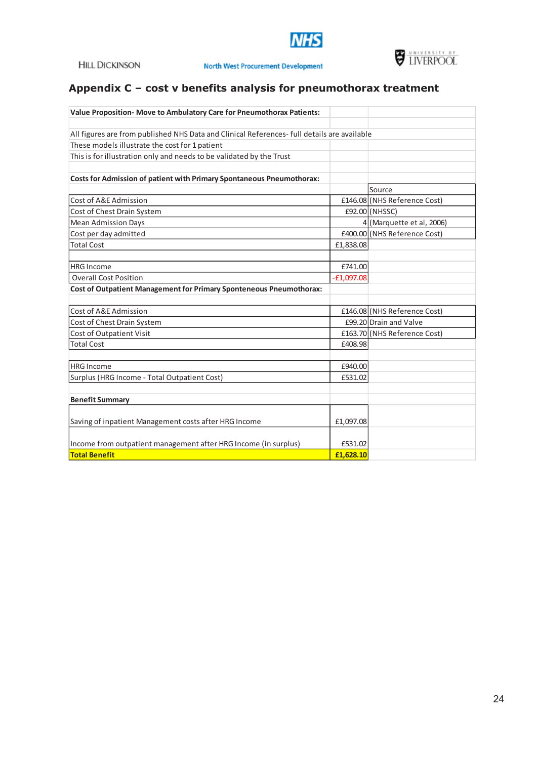## Appendix C – cost v benefits analysis for pneumothorax treatment

| **Value Proposition- Move to Ambulatory Care for Pneumothorax Patients:** | | |
|---|---|---|
| | | |
| All figures are from published NHS Data and Clinical References- full details are available | | |
| These models illustrate the cost for 1 patient | | |
| This is for illustration only and needs to be validated by the Trust | | |
| | | |
| **Costs for Admission of patient with Primary Spontaneous Pneumothorax:** | | |
| | | Source |
| Cost of A&E Admission | £146.08 | (NHS Reference Cost) |
| Cost of Chest Drain System | £92.00 | (NHSSC) |
| Mean Admission Days | 4 | (Marquette et al, 2006) |
| Cost per day admitted | £400.00 | (NHS Reference Cost) |
| Total Cost | £1,838.08 | |
| | | |
| HRG Income | £741.00 | |
| Overall Cost Position | -£1,097.08 | |
| **Cost of Outpatient Management for Primary Sponteneous Pneumothorax:** | | |
| | | |
| Cost of A&E Admission | £146.08 | (NHS Reference Cost) |
| Cost of Chest Drain System | £99.20 | Drain and Valve |
| Cost of Outpatient Visit | £163.70 | (NHS Reference Cost) |
| Total Cost | £408.98 | |
| | | |
| HRG Income | £940.00 | |
| Surplus (HRG Income - Total Outpatient Cost) | £531.02 | |
| | | |
| **Benefit Summary** | | |
| Saving of inpatient Management costs after HRG Income | £1,097.08 | |
| Income from outpatient management after HRG Income (in surplus) | £531.02 | |
| **Total Benefit** | **£1,628.10** | |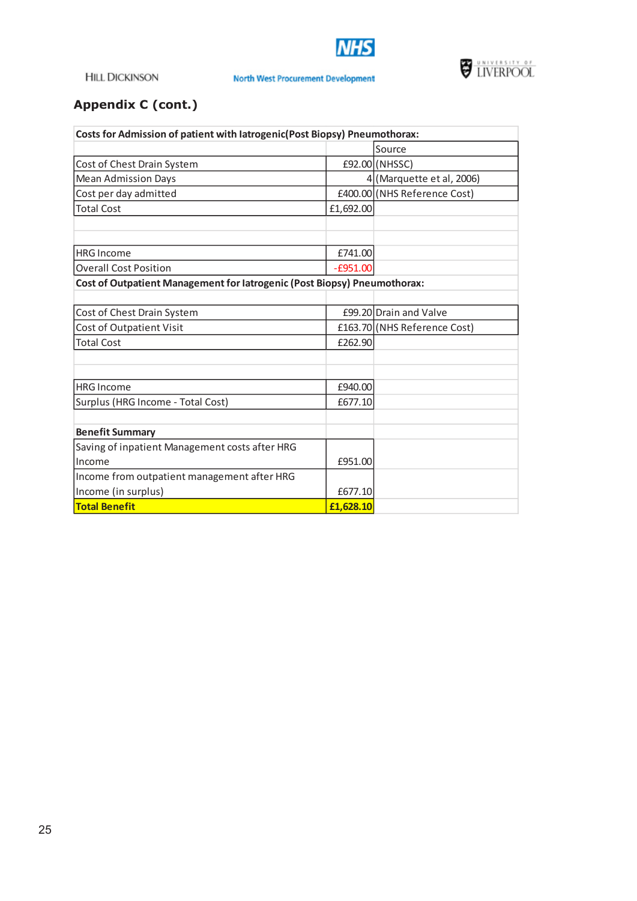## Appendix C (cont.)

| Costs for Admission of patient with Iatrogenic(Post Biopsy) Pneumothorax: | | |
|---|---|---|
| | | Source |
| Cost of Chest Drain System | £92.00 | (NHSSC) |
| Mean Admission Days | 4 | (Marquette et al, 2006) |
| Cost per day admitted | £400.00 | (NHS Reference Cost) |
| Total Cost | £1,692.00 | |
| | | |
| | | |
| HRG Income | £741.00 | |
| Overall Cost Position | -£951.00 | |
| **Cost of Outpatient Management for Iatrogenic (Post Biopsy) Pneumothorax:** | | |
| | | |
| Cost of Chest Drain System | £99.20 | Drain and Valve |
| Cost of Outpatient Visit | £163.70 | (NHS Reference Cost) |
| Total Cost | £262.90 | |
| | | |
| | | |
| HRG Income | £940.00 | |
| Surplus (HRG Income - Total Cost) | £677.10 | |
| | | |
| **Benefit Summary** | | |
| Saving of inpatient Management costs after HRG Income | £951.00 | |
| Income from outpatient management after HRG Income (in surplus) | £677.10 | |
| **Total Benefit** | **£1,628.10** | |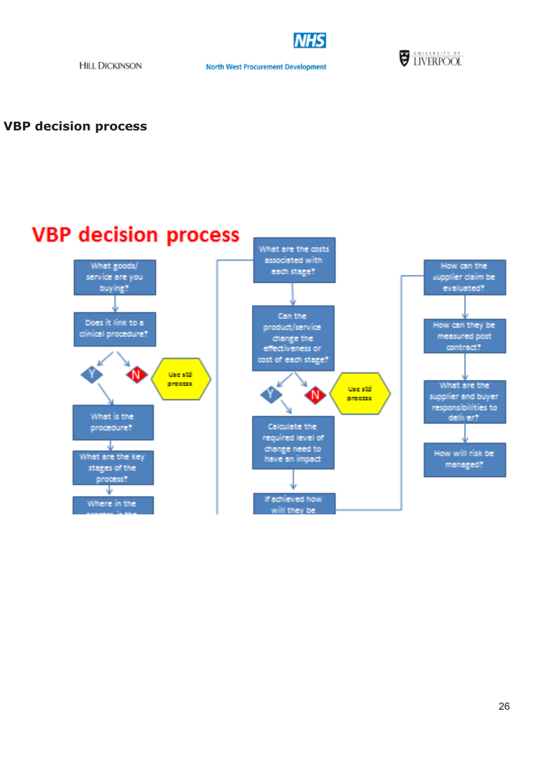## VBP decision process

**VBP decision process**

- What goods/ service are you buying?
- Does it link to a clinical procedure?
  - Y → What is the procedure?
  - N → Use std process
- What are the key stages of the process?
- Where in the process is the …
- What are the costs associated with each stage?
- Can the product/service change the effectiveness or cost of each stage?
  - Y → Calculate the required level of change need to have an impact
  - N → Use std process
- If achieved how will they be …
- How can the supplier claim be evaluated?
- How can they be measured post contract?
- What are the supplier and buyer responsibilities to deliver?
- How will risk be managed?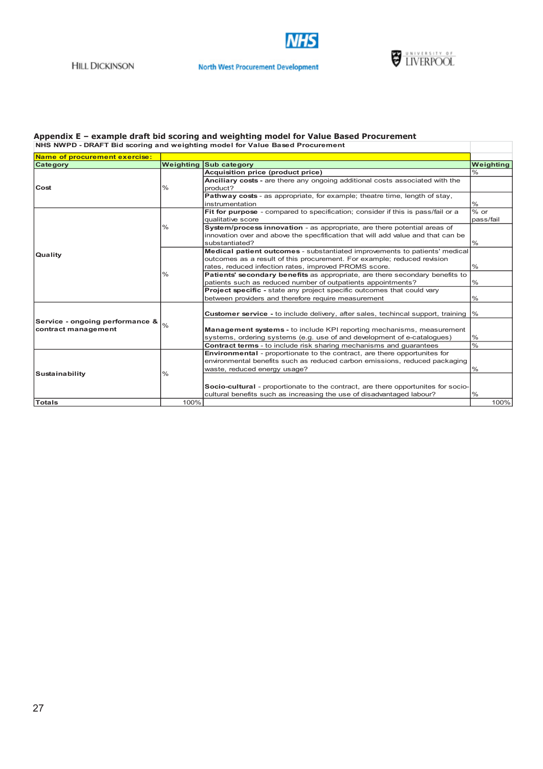## Appendix E – example draft bid scoring and weighting model for Value Based Procurement

**NHS NWPD - DRAFT Bid scoring and weighting model for Value Based Procurement**

| **Name of procurement exercise:** | | | |
|---|---|---|---|
| **Category** | **Weighting** | **Sub category** | **Weighting** |
| Cost | % | **Acquisition price (product price)** | % |
| | | **Anciliary costs -** are there any ongoing additional costs associated with the product? | |
| | | **Pathway costs** - as appropriate, for example; theatre time, length of stay, instrumentation | % |
| Quality | % | **Fit for purpose** - compared to specification; consider if this is pass/fail or a qualitative score | % or pass/fail |
| | | **System/process innovation** - as appropriate, are there potential areas of innovation over and above the specfification that will add value and that can be substantiated? | % |
| | % | **Medical patient outcomes** - substantiated improvements to patients' medical outcomes as a result of this procurement. For example; reduced revision rates, reduced infection rates, improved PROMS score. | % |
| | | **Patients' secondary benefits** as appropriate, are there secondary benefits to patients such as reduced number of outpatients appointments? | % |
| | | **Project specific -** state any project specific outcomes that could vary between providers and therefore require measurement | % |
| Service - ongoing performance & contract management | % | **Customer service** - to include delivery, after sales, techincal support, training | % |
| | | **Management systems -** to include KPI reporting mechanisms, measurement systems, ordering systems (e.g. use of and development of e-catalogues) | % |
| | | **Contract terms** - to include risk sharing mechanisms and guarantees | % |
| Sustainability | % | **Environmental** - proportionate to the contract, are there opportunites for environmental benefits such as reduced carbon emissions, reduced packaging waste, reduced energy usage? | % |
| | | **Socio-cultural** - proportionate to the contract, are there opportunites for socio-cultural benefits such as increasing the use of disadvantaged labour? | % |
| **Totals** | 100% | | 100% |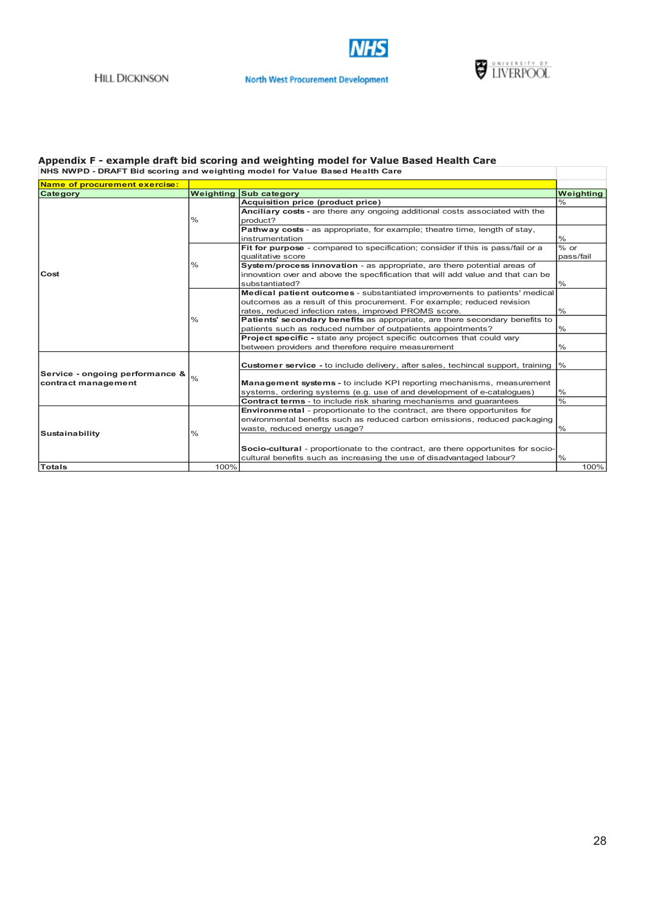Hill Dickinson | NHS North West Procurement Development | University of Liverpool

## Appendix F - example draft bid scoring and weighting model for Value Based Health Care

| NHS NWPD - DRAFT Bid scoring and weighting model for Value Based Health Care | | | |
|---|---|---|---|
| **Name of procurement exercise:** | | | |
| **Category** | **Weighting** | **Sub category** | **Weighting** |
| **Cost** | % | **Acquisition price (product price)** | % |
| | | **Anciliary costs -** are there any ongoing additional costs associated with the product? | |
| | | **Pathway costs** - as appropriate, for example; theatre time, length of stay, instrumentation | % |
| | % | **Fit for purpose** - compared to specification; consider if this is pass/fail or a qualitative score | % or pass/fail |
| | | **System/process innovation** - as appropriate, are there potential areas of innovation over and above the specfification that will add value and that can be substantiated? | % |
| | % | **Medical patient outcomes** - substantiated improvements to patients' medical outcomes as a result of this procurement. For example; reduced revision rates, reduced infection rates, improved PROMS score. | % |
| | | **Patients' secondary benefits** as appropriate, are there secondary benefits to patients such as reduced number of outpatients appointments? | % |
| | | **Project specific -** state any project specific outcomes that could vary between providers and therefore require measurement | % |
| **Service - ongoing performance & contract management** | % | **Customer service -** to include delivery, after sales, techincal support, training | % |
| | | **Management systems -** to include KPI reporting mechanisms, measurement systems, ordering systems (e.g. use of and development of e-catalogues) | % |
| | | **Contract terms** - to include risk sharing mechanisms and guarantees | % |
| **Sustainability** | % | **Environmental** - proportionate to the contract, are there opportunities for environmental benefits such as reduced carbon emissions, reduced packaging waste, reduced energy usage? | % |
| | | **Socio-cultural** - proportionate to the contract, are there opportunites for socio-cultural benefits such as increasing the use of disadvantaged labour? | % |
| **Totals** | 100% | | 100% |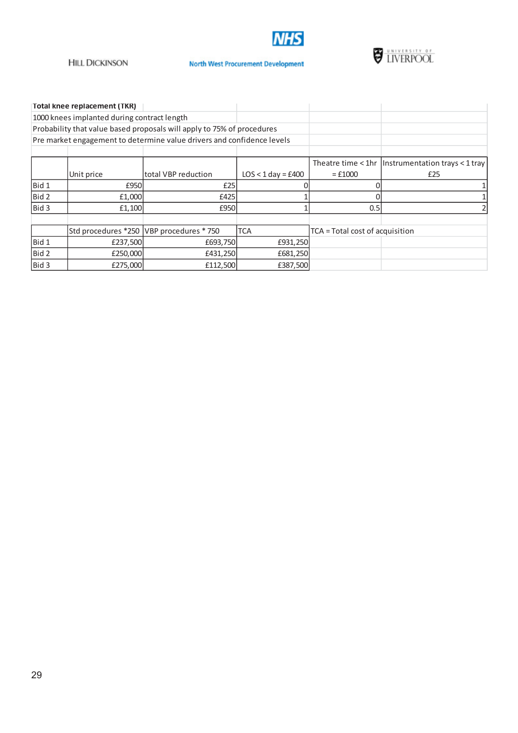**Total knee replacement (TKR)**

1000 knees implanted during contract length

Probability that value based proposals will apply to 75% of procedures

Pre market engagement to determine value drivers and confidence levels

| | Unit price | total VBP reduction | LOS < 1 day = £400 | Theatre time < 1hr = £1000 | Instrumentation trays < 1 tray £25 |
|---|---|---|---|---|---|
| Bid 1 | £950 | £25 | 0 | 0 | 1 |
| Bid 2 | £1,000 | £425 | 1 | 0 | 1 |
| Bid 3 | £1,100 | £950 | 1 | 0.5 | 2 |

| | Std procedures *250 | VBP procedures * 750 | TCA |
|---|---|---|---|
| Bid 1 | £237,500 | £693,750 | £931,250 |
| Bid 2 | £250,000 | £431,250 | £681,250 |
| Bid 3 | £275,000 | £112,500 | £387,500 |

TCA = Total cost of acquisition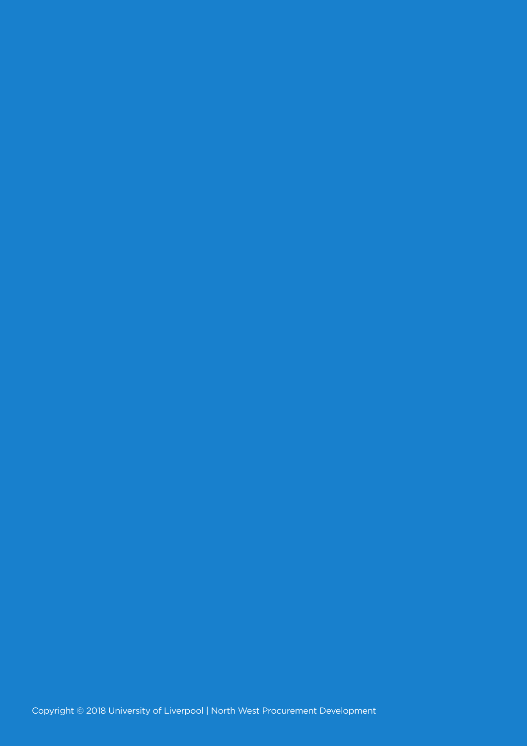Copyright © 2018 University of Liverpool | North West Procurement Development